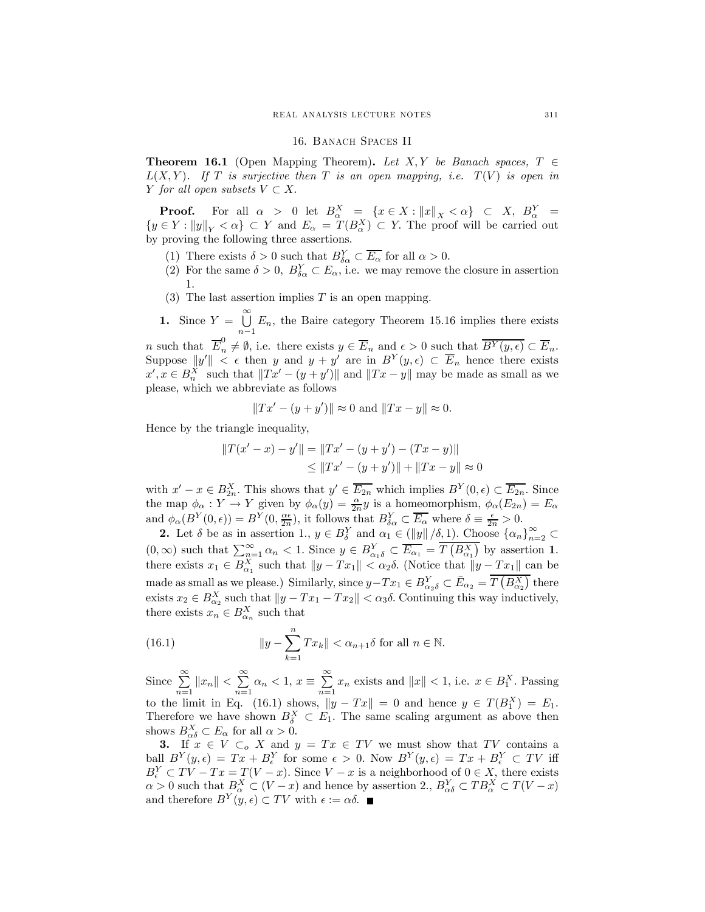## 16. Banach Spaces II

**Theorem 16.1** (Open Mapping Theorem)**.** *Let $X, Y$ be Banach spaces, $T \in L(X,Y)$. If $T$ is surjective then $T$ is an open mapping, i.e. $T(V)$ is open in $Y$ for all open subsets $V \subset X$.*

**Proof.** For all $\alpha > 0$ let $B_\alpha^X = \{x \in X : \|x\|_X < \alpha\} \subset X$, $B_\alpha^Y = \{y \in Y : \|y\|_Y < \alpha\} \subset Y$ and $E_\alpha = T(B_\alpha^X) \subset Y$. The proof will be carried out by proving the following three assertions.

1. There exists $\delta > 0$ such that $B_{\delta\alpha}^Y \subset \overline{E_\alpha}$ for all $\alpha > 0$.
2. For the same $\delta > 0$, $B_{\delta\alpha}^Y \subset E_\alpha$, i.e. we may remove the closure in assertion 1.
3. The last assertion implies $T$ is an open mapping.

**1.** Since $Y = \bigcup_{n=1}^{\infty} E_n$, the Baire category Theorem 15.16 implies there exists $n$ such that $\overline{E}_n^0 \neq \emptyset$, i.e. there exists $y \in \overline{E}_n$ and $\epsilon > 0$ such that $\overline{B^Y(y,\epsilon)} \subset \overline{E}_n$. Suppose $\|y'\| < \epsilon$ then $y$ and $y + y'$ are in $B^Y(y,\epsilon) \subset \overline{E}_n$ hence there exists $x', x \in B_n^X$ such that $\|Tx' - (y + y')\|$ and $\|Tx - y\|$ may be made as small as we please, which we abbreviate as follows

$$\|Tx' - (y + y')\| \approx 0 \text{ and } \|Tx - y\| \approx 0.$$

Hence by the triangle inequality,

$$\begin{aligned}
\|T(x' - x) - y'\| &= \|Tx' - (y + y') - (Tx - y)\| \\
&\leq \|Tx' - (y + y')\| + \|Tx - y\| \approx 0
\end{aligned}$$

with $x' - x \in B_{2n}^X$. This shows that $y' \in \overline{E_{2n}}$ which implies $B^Y(0,\epsilon) \subset \overline{E_{2n}}$. Since the map $\phi_\alpha : Y \to Y$ given by $\phi_\alpha(y) = \frac{\alpha}{2n}y$ is a homeomorphism, $\phi_\alpha(E_{2n}) = E_\alpha$ and $\phi_\alpha(B^Y(0,\epsilon)) = B^Y(0, \frac{\alpha\epsilon}{2n})$, it follows that $B_{\delta\alpha}^Y \subset \overline{E_\alpha}$ where $\delta \equiv \frac{\epsilon}{2n} > 0$.

**2.** Let $\delta$ be as in assertion 1., $y \in B_\delta^Y$ and $\alpha_1 \in (\|y\|/\delta, 1)$. Choose $\{\alpha_n\}_{n=2}^\infty \subset (0,\infty)$ such that $\sum_{n=1}^\infty \alpha_n < 1$. Since $y \in B_{\alpha_1\delta}^Y \subset \overline{E_{\alpha_1}} = \overline{T\left(B_{\alpha_1}^X\right)}$ by assertion **1**. there exists $x_1 \in B_{\alpha_1}^X$ such that $\|y - Tx_1\| < \alpha_2\delta$. (Notice that $\|y - Tx_1\|$ can be made as small as we please.) Similarly, since $y - Tx_1 \in B_{\alpha_2\delta}^Y \subset \bar{E}_{\alpha_2} = \overline{T\left(B_{\alpha_2}^X\right)}$ there exists $x_2 \in B_{\alpha_2}^X$ such that $\|y - Tx_1 - Tx_2\| < \alpha_3\delta$. Continuing this way inductively, there exists $x_n \in B_{\alpha_n}^X$ such that

$$\|y - \sum_{k=1}^n Tx_k\| < \alpha_{n+1}\delta \text{ for all } n \in \mathbb{N}. \tag{16.1}$$

Since $\sum_{n=1}^\infty \|x_n\| < \sum_{n=1}^\infty \alpha_n < 1$, $x \equiv \sum_{n=1}^\infty x_n$ exists and $\|x\| < 1$, i.e. $x \in B_1^X$. Passing to the limit in Eq. (16.1) shows, $\|y - Tx\| = 0$ and hence $y \in T(B_1^X) = E_1$. Therefore we have shown $B_\delta^X \subset E_1$. The same scaling argument as above then shows $B_{\alpha\delta}^X \subset E_\alpha$ for all $\alpha > 0$.

**3.** If $x \in V \subset_o X$ and $y = Tx \in TV$ we must show that $TV$ contains a ball $B^Y(y,\epsilon) = Tx + B_\epsilon^Y$ for some $\epsilon > 0$. Now $B^Y(y,\epsilon) = Tx + B_\epsilon^Y \subset TV$ iff $B_\epsilon^Y \subset TV - Tx = T(V - x)$. Since $V - x$ is a neighborhood of $0 \in X$, there exists $\alpha > 0$ such that $B_\alpha^X \subset (V - x)$ and hence by assertion 2., $B_{\alpha\delta}^Y \subset TB_\alpha^X \subset T(V - x)$ and therefore $B^Y(y,\epsilon) \subset TV$ with $\epsilon := \alpha\delta$. ■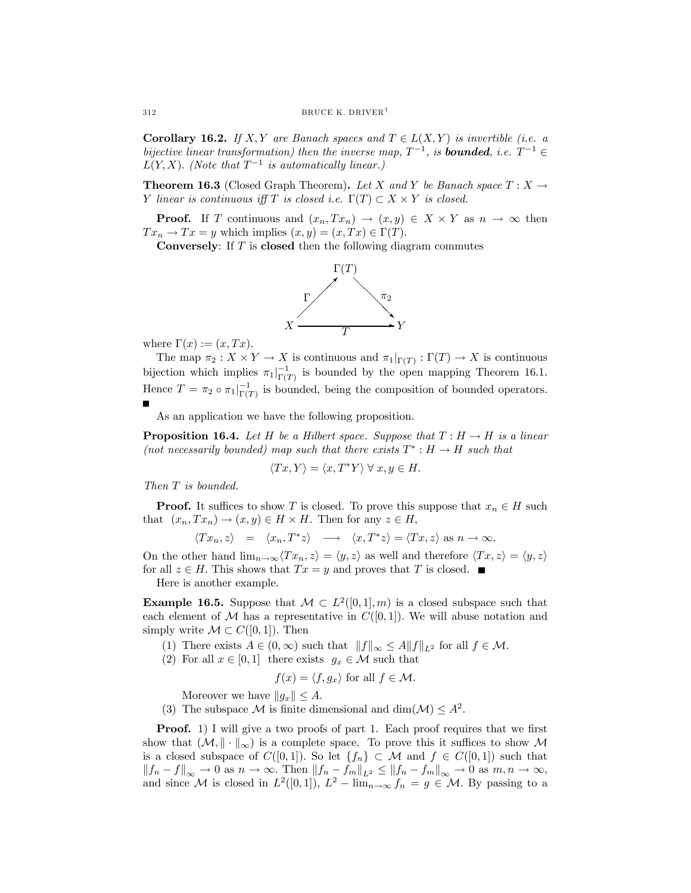**Corollary 16.2.** *If $X, Y$ are Banach spaces and $T \in L(X, Y)$ is invertible (i.e. a bijective linear transformation) then the inverse map, $T^{-1}$, is **bounded**, i.e. $T^{-1} \in L(Y, X)$. (Note that $T^{-1}$ is automatically linear.)*

**Theorem 16.3** (Closed Graph Theorem)**.** *Let $X$ and $Y$ be Banach space $T : X \to Y$ linear is continuous iff $T$ is closed i.e. $\Gamma(T) \subset X \times Y$ is closed.*

**Proof.** If $T$ continuous and $(x_n, Tx_n) \to (x, y) \in X \times Y$ as $n \to \infty$ then $Tx_n \to Tx = y$ which implies $(x, y) = (x, Tx) \in \Gamma(T)$.

**Conversely**: If $T$ is **closed** then the following diagram commutes

$$
\begin{array}{ccc}
 & \Gamma(T) & \\
\Gamma \nearrow & & \searrow \pi_2 \\
X & \xrightarrow{\quad T \quad} & Y
\end{array}
$$

where $\Gamma(x) := (x, Tx)$.

The map $\pi_2 : X \times Y \to X$ is continuous and $\pi_1|_{\Gamma(T)} : \Gamma(T) \to X$ is continuous bijection which implies $\pi_1|_{\Gamma(T)}^{-1}$ is bounded by the open mapping Theorem 16.1. Hence $T = \pi_2 \circ \pi_1|_{\Gamma(T)}^{-1}$ is bounded, being the composition of bounded operators. ■

As an application we have the following proposition.

**Proposition 16.4.** *Let $H$ be a Hilbert space. Suppose that $T : H \to H$ is a linear (not necessarily bounded) map such that there exists $T^* : H \to H$ such that*

$$\langle Tx, Y \rangle = \langle x, T^* Y \rangle \ \forall \ x, y \in H.$$

*Then $T$ is bounded.*

**Proof.** It suffices to show $T$ is closed. To prove this suppose that $x_n \in H$ such that $(x_n, Tx_n) \to (x, y) \in H \times H$. Then for any $z \in H$,

$$\langle Tx_n, z \rangle = \langle x_n, T^* z \rangle \longrightarrow \langle x, T^* z \rangle = \langle Tx, z \rangle \text{ as } n \to \infty.$$

On the other hand $\lim_{n\to\infty} \langle Tx_n, z \rangle = \langle y, z \rangle$ as well and therefore $\langle Tx, z \rangle = \langle y, z \rangle$ for all $z \in H$. This shows that $Tx = y$ and proves that $T$ is closed. ■

Here is another example.

**Example 16.5.** Suppose that $\mathcal{M} \subset L^2([0,1], m)$ is a closed subspace such that each element of $\mathcal{M}$ has a representative in $C([0,1])$. We will abuse notation and simply write $\mathcal{M} \subset C([0,1])$. Then

1. There exists $A \in (0, \infty)$ such that $\|f\|_\infty \le A \|f\|_{L^2}$ for all $f \in \mathcal{M}$.
2. For all $x \in [0,1]$ there exists $g_x \in \mathcal{M}$ such that
$$f(x) = \langle f, g_x \rangle \text{ for all } f \in \mathcal{M}.$$
Moreover we have $\|g_x\| \le A$.
3. The subspace $\mathcal{M}$ is finite dimensional and $\dim(\mathcal{M}) \le A^2$.

**Proof.** 1) I will give a two proofs of part 1. Each proof requires that we first show that $(\mathcal{M}, \|\cdot\|_\infty)$ is a complete space. To prove this it suffices to show $\mathcal{M}$ is a closed subspace of $C([0,1])$. So let $\{f_n\} \subset \mathcal{M}$ and $f \in C([0,1])$ such that $\|f_n - f\|_\infty \to 0$ as $n \to \infty$. Then $\|f_n - f_m\|_{L^2} \le \|f_n - f_m\|_\infty \to 0$ as $m, n \to \infty$, and since $\mathcal{M}$ is closed in $L^2([0,1])$, $L^2 - \lim_{n\to\infty} f_n = g \in \mathcal{M}$. By passing to a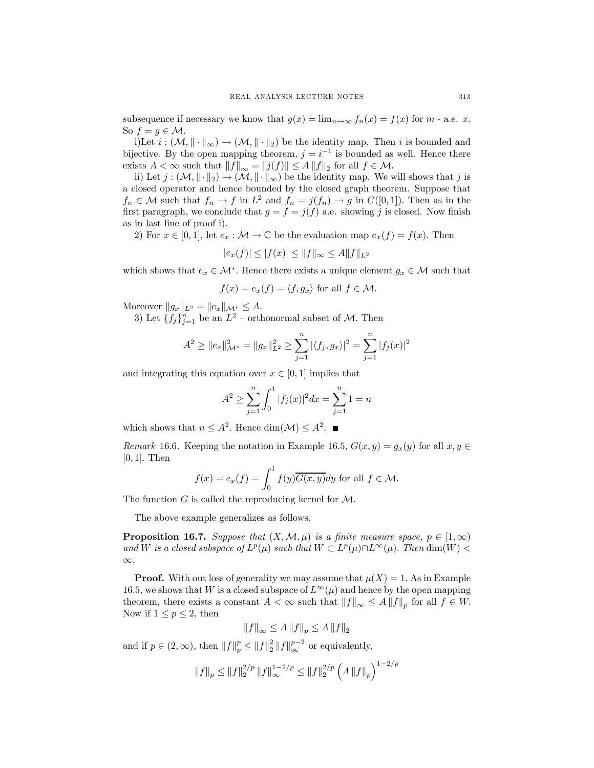subsequence if necessary we know that $g(x) = \lim_{n\to\infty} f_n(x) = f(x)$ for $m$ - a.e. $x$. So $f = g \in \mathcal{M}$.

i)Let $i : (\mathcal{M}, \|\cdot\|_\infty) \to (\mathcal{M}, \|\cdot\|_2)$ be the identity map. Then $i$ is bounded and bijective. By the open mapping theorem, $j = i^{-1}$ is bounded as well. Hence there exists $A < \infty$ such that $\|f\|_\infty = \|j(f)\| \le A \|f\|_2$ for all $f \in \mathcal{M}$.

ii) Let $j : (\mathcal{M}, \|\cdot\|_2) \to (\mathcal{M}, \|\cdot\|_\infty)$ be the identity map. We will shows that $j$ is a closed operator and hence bounded by the closed graph theorem. Suppose that $f_n \in \mathcal{M}$ such that $f_n \to f$ in $L^2$ and $f_n = j(f_n) \to g$ in $C([0,1])$. Then as in the first paragraph, we conclude that $g = f = j(f)$ a.e. showing $j$ is closed. Now finish as in last line of proof i).

2) For $x \in [0,1]$, let $e_x : \mathcal{M} \to \mathbb{C}$ be the evaluation map $e_x(f) = f(x)$. Then

$$|e_x(f)| \le |f(x)| \le \|f\|_\infty \le A\|f\|_{L^2}$$

which shows that $e_x \in \mathcal{M}^*$. Hence there exists a unique element $g_x \in \mathcal{M}$ such that

$$f(x) = e_x(f) = \langle f, g_x \rangle \text{ for all } f \in \mathcal{M}.$$

Moreover $\|g_x\|_{L^2} = \|e_x\|_{\mathcal{M}^*} \le A$.

3) Let $\{f_j\}_{j=1}^n$ be an $L^2$ – orthonormal subset of $\mathcal{M}$. Then

$$A^2 \ge \|e_x\|^2_{\mathcal{M}^*} = \|g_x\|^2_{L^2} \ge \sum_{j=1}^n |\langle f_j, g_x\rangle|^2 = \sum_{j=1}^n |f_j(x)|^2$$

and integrating this equation over $x \in [0,1]$ implies that

$$A^2 \ge \sum_{j=1}^n \int_0^1 |f_j(x)|^2 dx = \sum_{j=1}^n 1 = n$$

which shows that $n \le A^2$. Hence $\dim(\mathcal{M}) \le A^2$. ■

*Remark* 16.6. Keeping the notation in Example 16.5, $G(x,y) = g_x(y)$ for all $x, y \in [0,1]$. Then

$$f(x) = e_x(f) = \int_0^1 f(y)\overline{G(x,y)}dy \text{ for all } f \in \mathcal{M}.$$

The function $G$ is called the reproducing kernel for $\mathcal{M}$.

The above example generalizes as follows.

**Proposition 16.7.** *Suppose that $(X, \mathcal{M}, \mu)$ is a finite measure space, $p \in [1,\infty)$ and $W$ is a closed subspace of $L^p(\mu)$ such that $W \subset L^p(\mu) \cap L^\infty(\mu)$. Then $\dim(W) < \infty$.*

**Proof.** With out loss of generality we may assume that $\mu(X) = 1$. As in Example 16.5, we shows that $W$ is a closed subspace of $L^\infty(\mu)$ and hence by the open mapping theorem, there exists a constant $A < \infty$ such that $\|f\|_\infty \le A\|f\|_p$ for all $f \in W$. Now if $1 \le p \le 2$, then

$$\|f\|_\infty \le A\|f\|_p \le A\|f\|_2$$

and if $p \in (2,\infty)$, then $\|f\|_p^p \le \|f\|_2^2 \|f\|_\infty^{p-2}$ or equivalently,

$$\|f\|_p \le \|f\|_2^{2/p} \|f\|_\infty^{1-2/p} \le \|f\|_2^{2/p} \left(A\|f\|_p\right)^{1-2/p}$$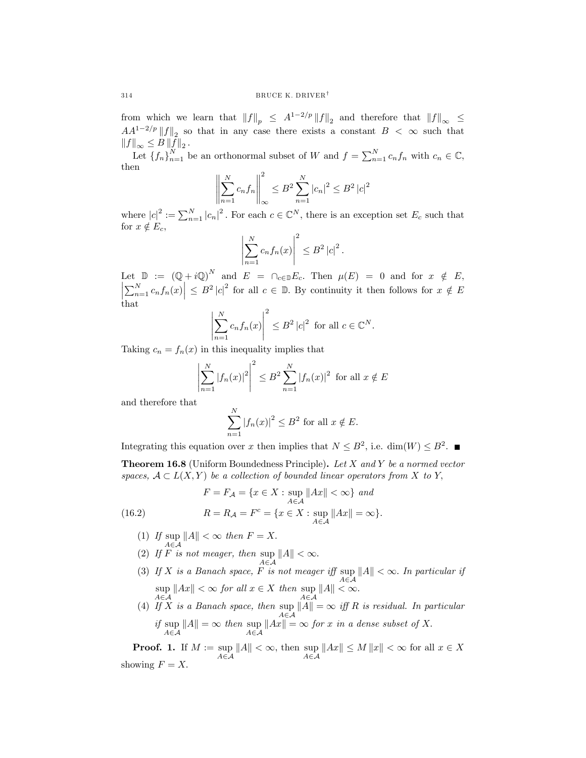from which we learn that $\|f\|_p \leq A^{1-2/p} \|f\|_2$ and therefore that $\|f\|_\infty \leq AA^{1-2/p} \|f\|_2$ so that in any case there exists a constant $B < \infty$ such that $\|f\|_\infty \leq B \|f\|_2$.

Let $\{f_n\}_{n=1}^N$ be an orthonormal subset of $W$ and $f = \sum_{n=1}^N c_n f_n$ with $c_n \in \mathbb{C}$, then

$$\left\| \sum_{n=1}^N c_n f_n \right\|_\infty^2 \leq B^2 \sum_{n=1}^N |c_n|^2 \leq B^2 |c|^2$$

where $|c|^2 := \sum_{n=1}^N |c_n|^2$. For each $c \in \mathbb{C}^N$, there is an exception set $E_c$ such that for $x \notin E_c$,

$$\left| \sum_{n=1}^N c_n f_n(x) \right|^2 \leq B^2 |c|^2.$$

Let $\mathbb{D} := (\mathbb{Q} + i\mathbb{Q})^N$ and $E = \cap_{c \in \mathbb{D}} E_c$. Then $\mu(E) = 0$ and for $x \notin E$, $\left| \sum_{n=1}^N c_n f_n(x) \right| \leq B^2 |c|^2$ for all $c \in \mathbb{D}$. By continuity it then follows for $x \notin E$ that

$$\left| \sum_{n=1}^N c_n f_n(x) \right|^2 \leq B^2 |c|^2 \text{ for all } c \in \mathbb{C}^N.$$

Taking $c_n = f_n(x)$ in this inequality implies that

$$\left| \sum_{n=1}^N |f_n(x)|^2 \right|^2 \leq B^2 \sum_{n=1}^N |f_n(x)|^2 \text{ for all } x \notin E$$

and therefore that

$$\sum_{n=1}^N |f_n(x)|^2 \leq B^2 \text{ for all } x \notin E.$$

Integrating this equation over $x$ then implies that $N \leq B^2$, i.e. $\dim(W) \leq B^2$. ∎

**Theorem 16.8** (Uniform Boundedness Principle)**.** *Let $X$ and $Y$ be a normed vector spaces, $\mathcal{A} \subset L(X,Y)$ be a collection of bounded linear operators from $X$ to $Y$,*

$$F = F_{\mathcal{A}} = \{x \in X : \sup_{A \in \mathcal{A}} \|Ax\| < \infty\} \text{ and}$$

$$R = R_{\mathcal{A}} = F^c = \{x \in X : \sup_{A \in \mathcal{A}} \|Ax\| = \infty\}. \tag{16.2}$$

1. *If $\sup_{A \in \mathcal{A}} \|A\| < \infty$ then $F = X$.*
2. *If $F$ is not meager, then $\sup_{A \in \mathcal{A}} \|A\| < \infty$.*
3. *If $X$ is a Banach space, $F$ is not meager iff $\sup_{A \in \mathcal{A}} \|A\| < \infty$. In particular if $\sup_{A \in \mathcal{A}} \|Ax\| < \infty$ for all $x \in X$ then $\sup_{A \in \mathcal{A}} \|A\| < \infty$.*
4. *If $X$ is a Banach space, then $\sup_{A \in \mathcal{A}} \|A\| = \infty$ iff $R$ is residual. In particular if $\sup_{A \in \mathcal{A}} \|A\| = \infty$ then $\sup_{A \in \mathcal{A}} \|Ax\| = \infty$ for $x$ in a dense subset of $X$.*

**Proof. 1.** If $M := \sup_{A \in \mathcal{A}} \|A\| < \infty$, then $\sup_{A \in \mathcal{A}} \|Ax\| \leq M \|x\| < \infty$ for all $x \in X$ showing $F = X$.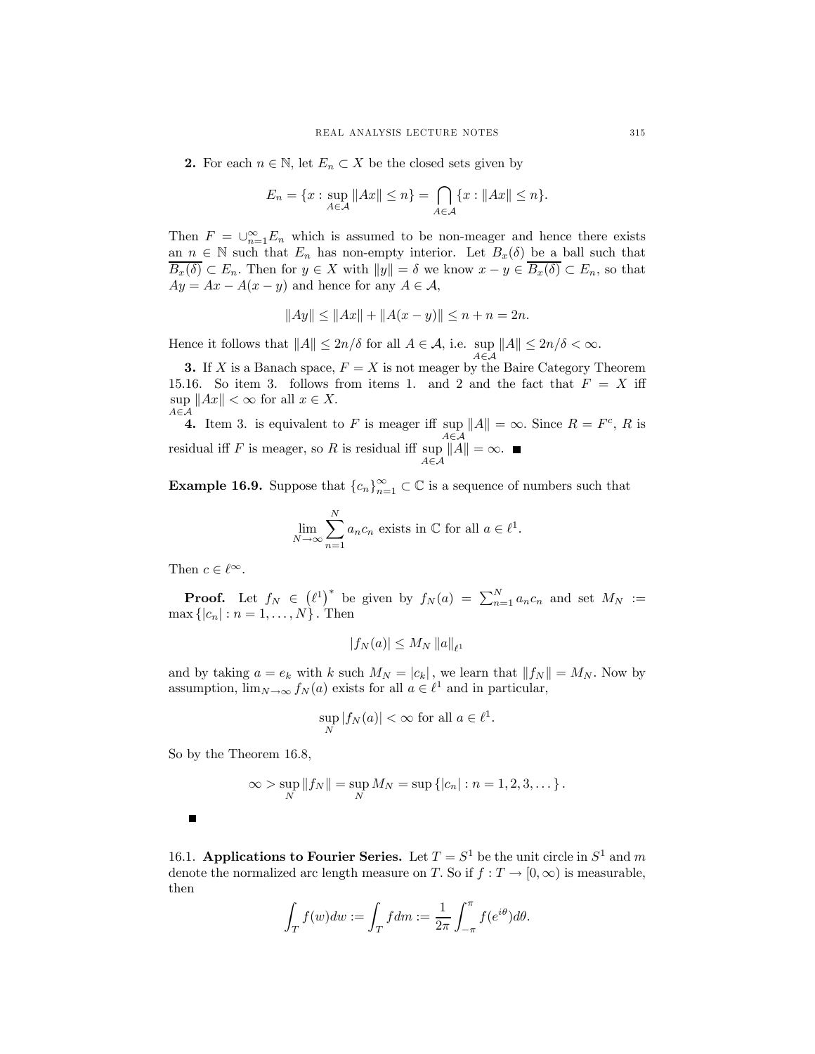**2.** For each $n \in \mathbb{N}$, let $E_n \subset X$ be the closed sets given by

$$E_n = \{x : \sup_{A \in \mathcal{A}} \|Ax\| \leq n\} = \bigcap_{A \in \mathcal{A}} \{x : \|Ax\| \leq n\}.$$

Then $F = \cup_{n=1}^{\infty} E_n$ which is assumed to be non-meager and hence there exists an $n \in \mathbb{N}$ such that $E_n$ has non-empty interior. Let $B_x(\delta)$ be a ball such that $\overline{B_x(\delta)} \subset E_n$. Then for $y \in X$ with $\|y\| = \delta$ we know $x - y \in \overline{B_x(\delta)} \subset E_n$, so that $Ay = Ax - A(x - y)$ and hence for any $A \in \mathcal{A}$,

$$\|Ay\| \leq \|Ax\| + \|A(x - y)\| \leq n + n = 2n.$$

Hence it follows that $\|A\| \leq 2n/\delta$ for all $A \in \mathcal{A}$, i.e. $\sup_{A \in \mathcal{A}} \|A\| \leq 2n/\delta < \infty$.

**3.** If $X$ is a Banach space, $F = X$ is not meager by the Baire Category Theorem 15.16. So item 3. follows from items 1. and 2 and the fact that $F = X$ iff $\sup_{A \in \mathcal{A}} \|Ax\| < \infty$ for all $x \in X$.

**4.** Item 3. is equivalent to $F$ is meager iff $\sup_{A \in \mathcal{A}} \|A\| = \infty$. Since $R = F^c$, $R$ is residual iff $F$ is meager, so $R$ is residual iff $\sup_{A \in \mathcal{A}} \|A\| = \infty$. ■

**Example 16.9.** Suppose that $\{c_n\}_{n=1}^{\infty} \subset \mathbb{C}$ is a sequence of numbers such that

$$\lim_{N \to \infty} \sum_{n=1}^{N} a_n c_n \text{ exists in } \mathbb{C} \text{ for all } a \in \ell^1.$$

Then $c \in \ell^{\infty}$.

**Proof.** Let $f_N \in \left(\ell^1\right)^*$ be given by $f_N(a) = \sum_{n=1}^{N} a_n c_n$ and set $M_N := \max\{|c_n| : n = 1, \ldots, N\}$. Then

$$|f_N(a)| \leq M_N \|a\|_{\ell^1}$$

and by taking $a = e_k$ with $k$ such $M_N = |c_k|$, we learn that $\|f_N\| = M_N$. Now by assumption, $\lim_{N \to \infty} f_N(a)$ exists for all $a \in \ell^1$ and in particular,

$$\sup_N |f_N(a)| < \infty \text{ for all } a \in \ell^1.$$

So by the Theorem 16.8,

$$\infty > \sup_N \|f_N\| = \sup_N M_N = \sup\{|c_n| : n = 1, 2, 3, \ldots\}.$$

■

16.1. **Applications to Fourier Series.** Let $T = S^1$ be the unit circle in $S^1$ and $m$ denote the normalized arc length measure on $T$. So if $f : T \to [0, \infty)$ is measurable, then

$$\int_T f(w)dw := \int_T f dm := \frac{1}{2\pi} \int_{-\pi}^{\pi} f(e^{i\theta})d\theta.$$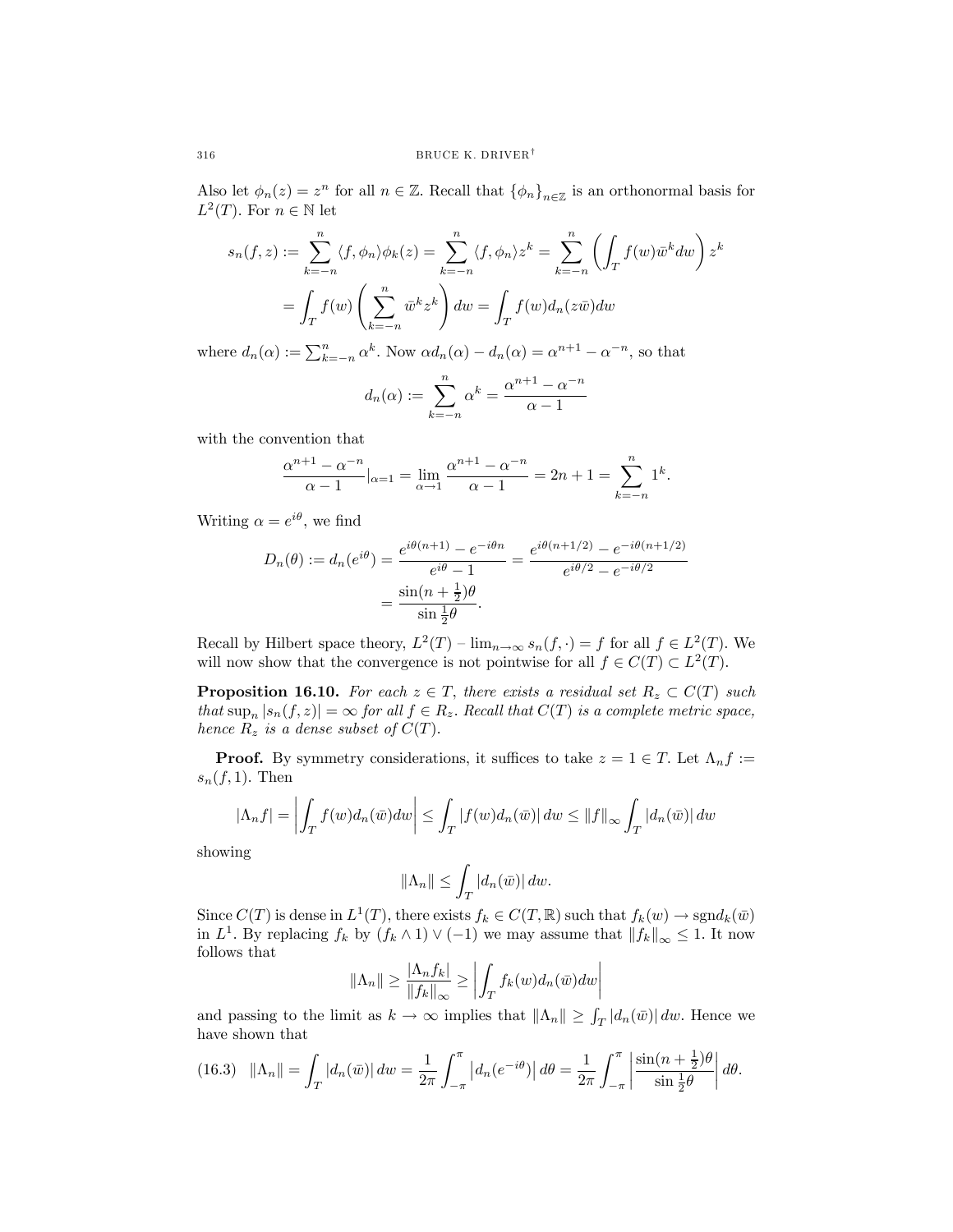Also let $\phi_n(z) = z^n$ for all $n \in \mathbb{Z}$. Recall that $\{\phi_n\}_{n\in\mathbb{Z}}$ is an orthonormal basis for $L^2(T)$. For $n \in \mathbb{N}$ let

$$
\begin{aligned}
s_n(f,z) &:= \sum_{k=-n}^{n} \langle f, \phi_n \rangle \phi_k(z) = \sum_{k=-n}^{n} \langle f, \phi_n \rangle z^k = \sum_{k=-n}^{n} \left( \int_T f(w) \bar{w}^k dw \right) z^k \\
&= \int_T f(w) \left( \sum_{k=-n}^{n} \bar{w}^k z^k \right) dw = \int_T f(w) d_n(z\bar{w}) dw
\end{aligned}
$$

where $d_n(\alpha) := \sum_{k=-n}^{n} \alpha^k$. Now $\alpha d_n(\alpha) - d_n(\alpha) = \alpha^{n+1} - \alpha^{-n}$, so that

$$
d_n(\alpha) := \sum_{k=-n}^{n} \alpha^k = \frac{\alpha^{n+1} - \alpha^{-n}}{\alpha - 1}
$$

with the convention that

$$
\frac{\alpha^{n+1} - \alpha^{-n}}{\alpha - 1}|_{\alpha=1} = \lim_{\alpha \to 1} \frac{\alpha^{n+1} - \alpha^{-n}}{\alpha - 1} = 2n + 1 = \sum_{k=-n}^{n} 1^k.
$$

Writing $\alpha = e^{i\theta}$, we find

$$
\begin{aligned}
D_n(\theta) := d_n(e^{i\theta}) &= \frac{e^{i\theta(n+1)} - e^{-i\theta n}}{e^{i\theta} - 1} = \frac{e^{i\theta(n+1/2)} - e^{-i\theta(n+1/2)}}{e^{i\theta/2} - e^{-i\theta/2}} \\
&= \frac{\sin(n + \frac{1}{2})\theta}{\sin \frac{1}{2}\theta}.
\end{aligned}
$$

Recall by Hilbert space theory, $L^2(T)$ – $\lim_{n\to\infty} s_n(f, \cdot) = f$ for all $f \in L^2(T)$. We will now show that the convergence is not pointwise for all $f \in C(T) \subset L^2(T)$.

**Proposition 16.10.** *For each $z \in T$, there exists a residual set $R_z \subset C(T)$ such that $\sup_n |s_n(f,z)| = \infty$ for all $f \in R_z$. Recall that $C(T)$ is a complete metric space, hence $R_z$ is a dense subset of $C(T)$.*

**Proof.** By symmetry considerations, it suffices to take $z = 1 \in T$. Let $\Lambda_n f := s_n(f, 1)$. Then

$$
|\Lambda_n f| = \left| \int_T f(w) d_n(\bar{w}) dw \right| \leq \int_T |f(w) d_n(\bar{w})| \, dw \leq \|f\|_\infty \int_T |d_n(\bar{w})| \, dw
$$

showing

$$
\|\Lambda_n\| \leq \int_T |d_n(\bar{w})| \, dw.
$$

Since $C(T)$ is dense in $L^1(T)$, there exists $f_k \in C(T, \mathbb{R})$ such that $f_k(w) \to \operatorname{sgn} d_k(\bar{w})$ in $L^1$. By replacing $f_k$ by $(f_k \wedge 1) \vee (-1)$ we may assume that $\|f_k\|_\infty \leq 1$. It now follows that

$$
\|\Lambda_n\| \geq \frac{|\Lambda_n f_k|}{\|f_k\|_\infty} \geq \left| \int_T f_k(w) d_n(\bar{w}) dw \right|
$$

and passing to the limit as $k \to \infty$ implies that $\|\Lambda_n\| \geq \int_T |d_n(\bar{w})| \, dw$. Hence we have shown that

$$
\|\Lambda_n\| = \int_T |d_n(\bar{w})| \, dw = \frac{1}{2\pi} \int_{-\pi}^{\pi} \left| d_n(e^{-i\theta}) \right| d\theta = \frac{1}{2\pi} \int_{-\pi}^{\pi} \left| \frac{\sin(n + \frac{1}{2})\theta}{\sin \frac{1}{2}\theta} \right| d\theta. \tag{16.3}
$$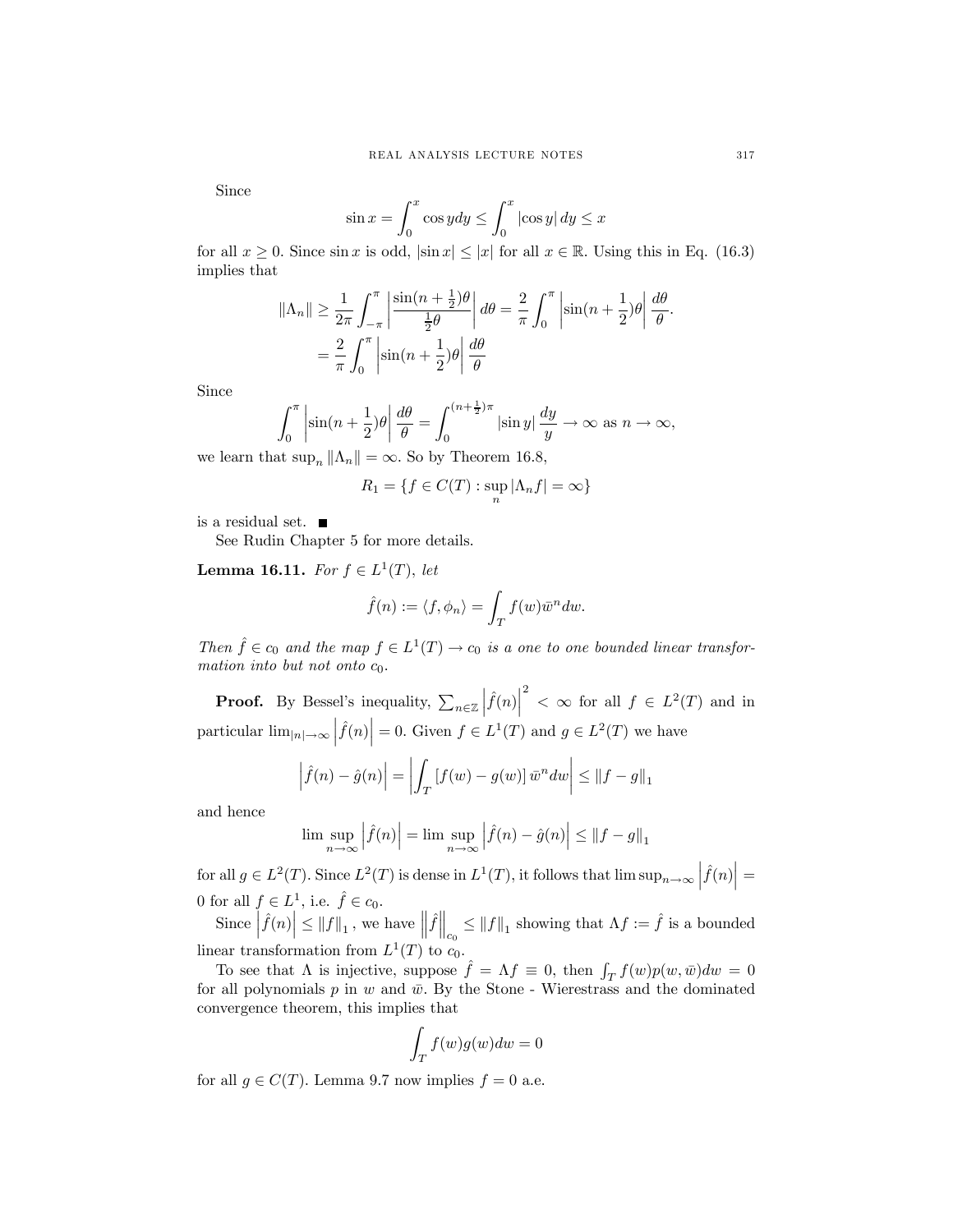Since

$$\sin x = \int_0^x \cos y dy \le \int_0^x |\cos y| \, dy \le x$$

for all $x \ge 0$. Since $\sin x$ is odd, $|\sin x| \le |x|$ for all $x \in \mathbb{R}$. Using this in Eq. (16.3) implies that

$$\begin{aligned}
\|\Lambda_n\| &\ge \frac{1}{2\pi} \int_{-\pi}^{\pi} \left| \frac{\sin(n+\frac{1}{2})\theta}{\frac{1}{2}\theta} \right| d\theta = \frac{2}{\pi} \int_0^{\pi} \left| \sin(n+\frac{1}{2})\theta \right| \frac{d\theta}{\theta}. \\
&= \frac{2}{\pi} \int_0^{\pi} \left| \sin(n+\frac{1}{2})\theta \right| \frac{d\theta}{\theta}
\end{aligned}$$

Since

$$\int_0^{\pi} \left| \sin(n+\frac{1}{2})\theta \right| \frac{d\theta}{\theta} = \int_0^{(n+\frac{1}{2})\pi} |\sin y| \frac{dy}{y} \to \infty \text{ as } n \to \infty,$$

we learn that $\sup_n \|\Lambda_n\| = \infty$. So by Theorem 16.8,

$$R_1 = \{ f \in C(T) : \sup_n |\Lambda_n f| = \infty \}$$

is a residual set. ■

See Rudin Chapter 5 for more details.

**Lemma 16.11.** *For $f \in L^1(T)$, let*

$$\hat{f}(n) := \langle f, \phi_n \rangle = \int_T f(w) \bar{w}^n dw.$$

*Then $\hat{f} \in c_0$ and the map $f \in L^1(T) \to c_0$ is a one to one bounded linear transformation into but not onto $c_0$.*

**Proof.** By Bessel's inequality, $\sum_{n\in\mathbb{Z}} \left| \hat{f}(n) \right|^2 < \infty$ for all $f \in L^2(T)$ and in particular $\lim_{|n|\to\infty} \left| \hat{f}(n) \right| = 0$. Given $f \in L^1(T)$ and $g \in L^2(T)$ we have

$$\left| \hat{f}(n) - \hat{g}(n) \right| = \left| \int_T [f(w) - g(w)] \, \bar{w}^n dw \right| \le \|f - g\|_1$$

and hence

$$\limsup_{n\to\infty} \left| \hat{f}(n) \right| = \limsup_{n\to\infty} \left| \hat{f}(n) - \hat{g}(n) \right| \le \|f - g\|_1$$

for all $g \in L^2(T)$. Since $L^2(T)$ is dense in $L^1(T)$, it follows that $\limsup_{n\to\infty} \left| \hat{f}(n) \right| = 0$ for all $f \in L^1$, i.e. $\hat{f} \in c_0$.

Since $\left| \hat{f}(n) \right| \le \|f\|_1$, we have $\left\| \hat{f} \right\|_{c_0} \le \|f\|_1$ showing that $\Lambda f := \hat{f}$ is a bounded linear transformation from $L^1(T)$ to $c_0$.

To see that $\Lambda$ is injective, suppose $\hat{f} = \Lambda f \equiv 0$, then $\int_T f(w) p(w, \bar{w}) dw = 0$ for all polynomials $p$ in $w$ and $\bar{w}$. By the Stone - Wierestrass and the dominated convergence theorem, this implies that

$$\int_T f(w) g(w) dw = 0$$

for all $g \in C(T)$. Lemma 9.7 now implies $f = 0$ a.e.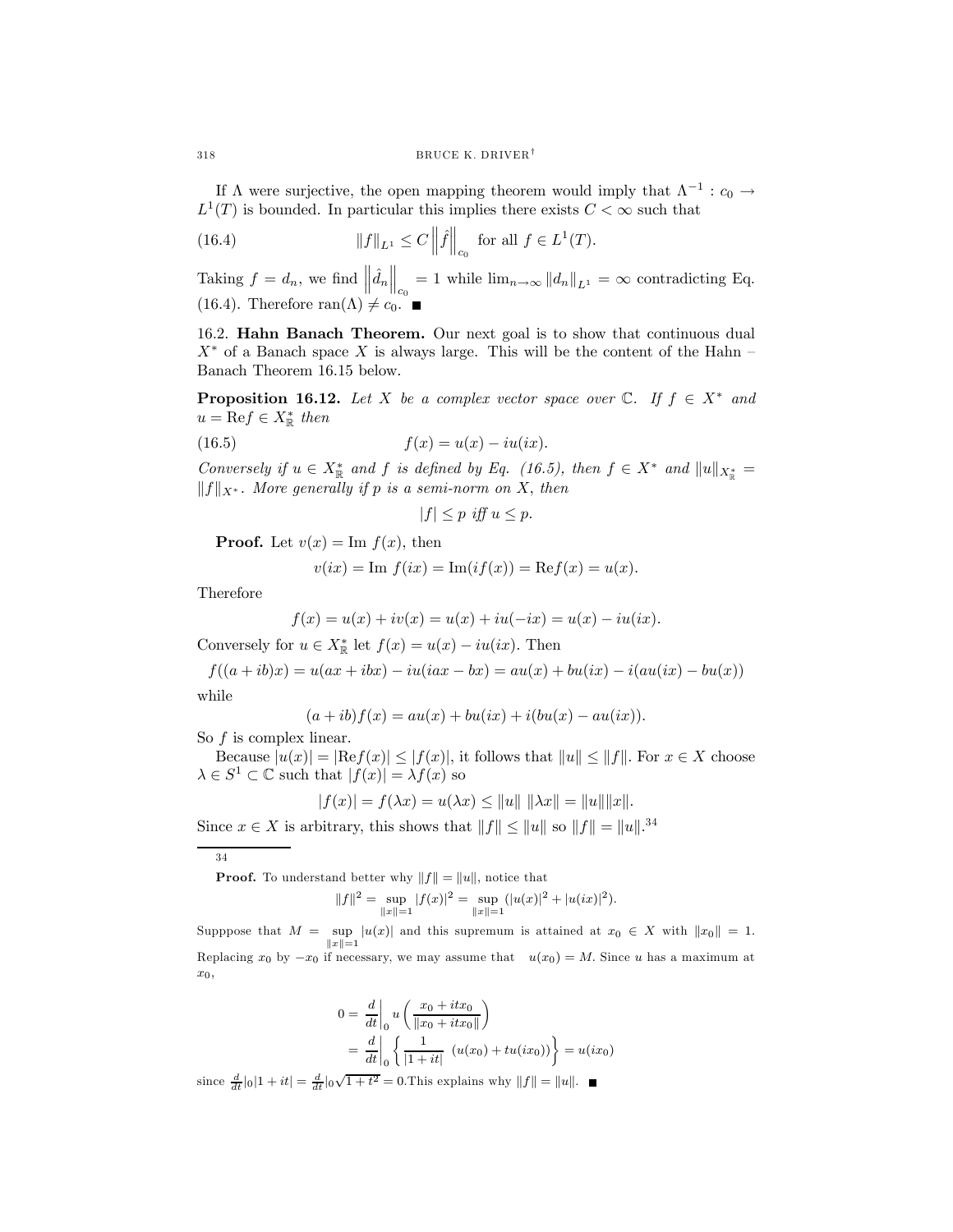If $\Lambda$ were surjective, the open mapping theorem would imply that $\Lambda^{-1} : c_0 \to L^1(T)$ is bounded. In particular this implies there exists $C < \infty$ such that

$$\|f\|_{L^1} \le C \left\|\hat{f}\right\|_{c_0} \text{ for all } f \in L^1(T). \tag{16.4}$$

Taking $f = d_n$, we find $\left\|\hat{d}_n\right\|_{c_0} = 1$ while $\lim_{n\to\infty} \|d_n\|_{L^1} = \infty$ contradicting Eq. (16.4). Therefore $\operatorname{ran}(\Lambda) \ne c_0$. ■

## 16.2. Hahn Banach Theorem.

Our next goal is to show that continuous dual $X^*$ of a Banach space $X$ is always large. This will be the content of the Hahn – Banach Theorem 16.15 below.

**Proposition 16.12.** *Let $X$ be a complex vector space over $\mathbb{C}$. If $f \in X^*$ and $u = \operatorname{Re} f \in X^*_{\mathbb{R}}$ then*

$$f(x) = u(x) - iu(ix). \tag{16.5}$$

*Conversely if $u \in X^*_{\mathbb{R}}$ and $f$ is defined by Eq. (16.5), then $f \in X^*$ and $\|u\|_{X^*_{\mathbb{R}}} = \|f\|_{X^*}$. More generally if $p$ is a semi-norm on $X$, then*

$$|f| \le p \text{ iff } u \le p.$$

**Proof.** Let $v(x) = \operatorname{Im} f(x)$, then

$$v(ix) = \operatorname{Im} f(ix) = \operatorname{Im}(if(x)) = \operatorname{Re} f(x) = u(x).$$

Therefore

$$f(x) = u(x) + iv(x) = u(x) + iu(-ix) = u(x) - iu(ix).$$

Conversely for $u \in X^*_{\mathbb{R}}$ let $f(x) = u(x) - iu(ix)$. Then

$$f((a+ib)x) = u(ax + ibx) - iu(iax - bx) = au(x) + bu(ix) - i(au(ix) - bu(x))$$

while

$$(a+ib)f(x) = au(x) + bu(ix) + i(bu(x) - au(ix)).$$

So $f$ is complex linear.

Because $|u(x)| = |\operatorname{Re} f(x)| \le |f(x)|$, it follows that $\|u\| \le \|f\|$. For $x \in X$ choose $\lambda \in S^1 \subset \mathbb{C}$ such that $|f(x)| = \lambda f(x)$ so

$$|f(x)| = f(\lambda x) = u(\lambda x) \le \|u\| \, \|\lambda x\| = \|u\| \|x\|.$$

Since $x \in X$ is arbitrary, this shows that $\|f\| \le \|u\|$ so $\|f\| = \|u\|$.[34]

---

[34]

**Proof.** To understand better why $\|f\| = \|u\|$, notice that

$$\|f\|^2 = \sup_{\|x\|=1} |f(x)|^2 = \sup_{\|x\|=1} (|u(x)|^2 + |u(ix)|^2).$$

Supppose that $M = \sup_{\|x\|=1} |u(x)|$ and this supremum is attained at $x_0 \in X$ with $\|x_0\| = 1$. Replacing $x_0$ by $-x_0$ if necessary, we may assume that $u(x_0) = M$. Since $u$ has a maximum at $x_0$,

$$\begin{aligned} 0 &= \frac{d}{dt}\Big|_0 u\left(\frac{x_0 + itx_0}{\|x_0 + itx_0\|}\right) \\ &= \frac{d}{dt}\Big|_0 \left\{ \frac{1}{|1+it|} \ (u(x_0) + tu(ix_0)) \right\} = u(ix_0) \end{aligned}$$

since $\frac{d}{dt}|_0 |1+it| = \frac{d}{dt}|_0 \sqrt{1+t^2} = 0$.This explains why $\|f\| = \|u\|$. ■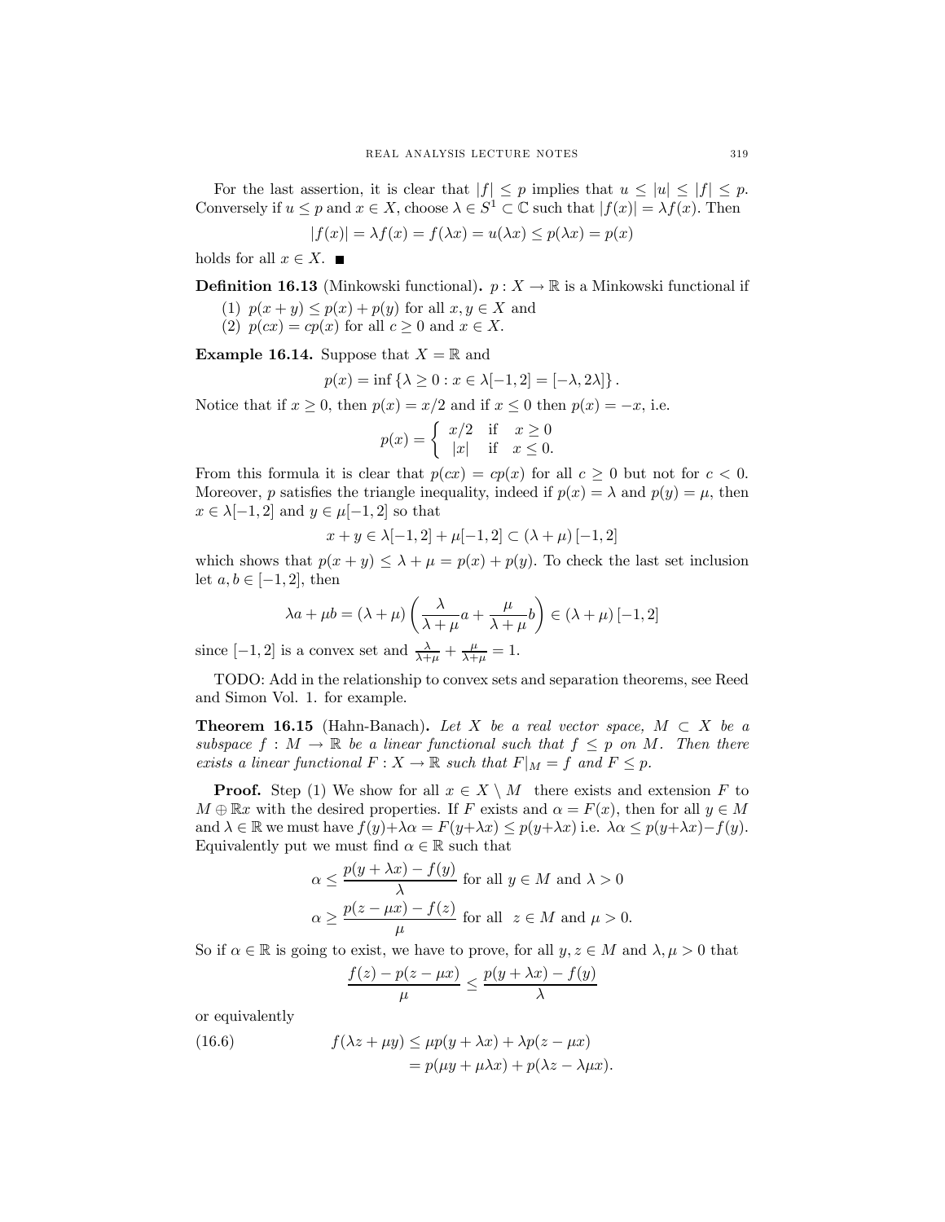For the last assertion, it is clear that $|f| \le p$ implies that $u \le |u| \le |f| \le p$. Conversely if $u \le p$ and $x \in X$, choose $\lambda \in S^1 \subset \mathbb{C}$ such that $|f(x)| = \lambda f(x)$. Then

$$|f(x)| = \lambda f(x) = f(\lambda x) = u(\lambda x) \le p(\lambda x) = p(x)$$

holds for all $x \in X$. ■

**Definition 16.13** (Minkowski functional)**.** $p : X \to \mathbb{R}$ is a Minkowski functional if

(1) $p(x + y) \le p(x) + p(y)$ for all $x, y \in X$ and
(2) $p(cx) = cp(x)$ for all $c \ge 0$ and $x \in X$.

**Example 16.14.** Suppose that $X = \mathbb{R}$ and

$$p(x) = \inf \{\lambda \ge 0 : x \in \lambda[-1, 2] = [-\lambda, 2\lambda]\}.$$

Notice that if $x \ge 0$, then $p(x) = x/2$ and if $x \le 0$ then $p(x) = -x$, i.e.

$$p(x) = \begin{cases} x/2 & \text{if} \quad x \ge 0 \\ |x| & \text{if} \quad x \le 0. \end{cases}$$

From this formula it is clear that $p(cx) = cp(x)$ for all $c \ge 0$ but not for $c < 0$. Moreover, $p$ satisfies the triangle inequality, indeed if $p(x) = \lambda$ and $p(y) = \mu$, then $x \in \lambda[-1, 2]$ and $y \in \mu[-1, 2]$ so that

$$x + y \in \lambda[-1, 2] + \mu[-1, 2] \subset (\lambda + \mu)[-1, 2]$$

which shows that $p(x + y) \le \lambda + \mu = p(x) + p(y)$. To check the last set inclusion let $a, b \in [-1, 2]$, then

$$\lambda a + \mu b = (\lambda + \mu)\left(\frac{\lambda}{\lambda + \mu}a + \frac{\mu}{\lambda + \mu}b\right) \in (\lambda + \mu)[-1, 2]$$

since $[-1, 2]$ is a convex set and $\frac{\lambda}{\lambda+\mu} + \frac{\mu}{\lambda+\mu} = 1$.

TODO: Add in the relationship to convex sets and separation theorems, see Reed and Simon Vol. 1. for example.

**Theorem 16.15** (Hahn-Banach)**.** *Let $X$ be a real vector space, $M \subset X$ be a subspace $f : M \to \mathbb{R}$ be a linear functional such that $f \le p$ on $M$. Then there exists a linear functional $F : X \to \mathbb{R}$ such that $F|_M = f$ and $F \le p$.*

**Proof.** Step (1) We show for all $x \in X \setminus M$ there exists and extension $F$ to $M \oplus \mathbb{R}x$ with the desired properties. If $F$ exists and $\alpha = F(x)$, then for all $y \in M$ and $\lambda \in \mathbb{R}$ we must have $f(y)+\lambda\alpha = F(y+\lambda x) \le p(y+\lambda x)$ i.e. $\lambda\alpha \le p(y+\lambda x)-f(y)$. Equivalently put we must find $\alpha \in \mathbb{R}$ such that

$$\alpha \le \frac{p(y + \lambda x) - f(y)}{\lambda} \text{ for all } y \in M \text{ and } \lambda > 0$$

$$\alpha \ge \frac{p(z - \mu x) - f(z)}{\mu} \text{ for all } z \in M \text{ and } \mu > 0.$$

So if $\alpha \in \mathbb{R}$ is going to exist, we have to prove, for all $y, z \in M$ and $\lambda, \mu > 0$ that

$$\frac{f(z) - p(z - \mu x)}{\mu} \le \frac{p(y + \lambda x) - f(y)}{\lambda}$$

or equivalently

$$\begin{aligned} f(\lambda z + \mu y) &\le \mu p(y + \lambda x) + \lambda p(z - \mu x) \\ &= p(\mu y + \mu\lambda x) + p(\lambda z - \lambda\mu x). \end{aligned} \tag{16.6}$$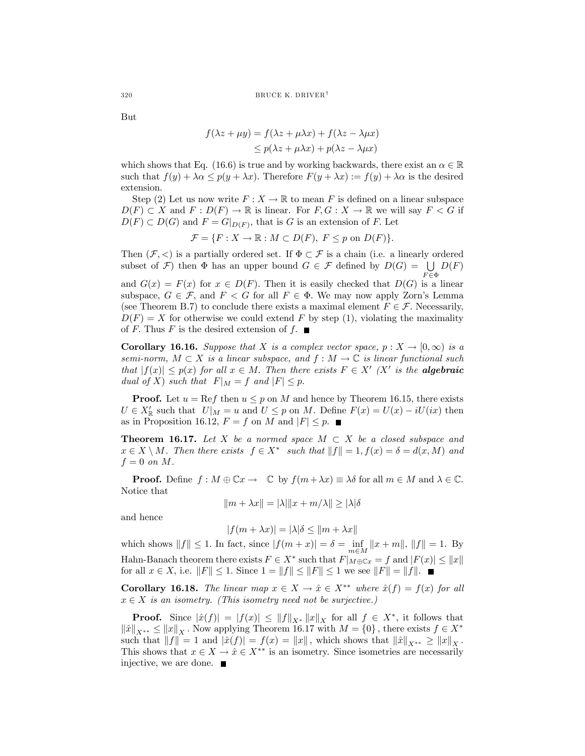But

$$
\begin{aligned}
f(\lambda z + \mu y) &= f(\lambda z + \mu \lambda x) + f(\lambda z - \lambda \mu x) \\
&\le p(\lambda z + \mu \lambda x) + p(\lambda z - \lambda \mu x)
\end{aligned}
$$

which shows that Eq. (16.6) is true and by working backwards, there exist an $\alpha \in \mathbb{R}$ such that $f(y) + \lambda \alpha \le p(y + \lambda x)$. Therefore $F(y + \lambda x) := f(y) + \lambda \alpha$ is the desired extension.

Step (2) Let us now write $F : X \to \mathbb{R}$ to mean $F$ is defined on a linear subspace $D(F) \subset X$ and $F : D(F) \to \mathbb{R}$ is linear. For $F, G : X \to \mathbb{R}$ we will say $F < G$ if $D(F) \subset D(G)$ and $F = G|_{D(F)}$, that is $G$ is an extension of $F$. Let

$$
\mathcal{F} = \{F : X \to \mathbb{R} : M \subset D(F),\ F \le p \text{ on } D(F)\}.
$$

Then $(\mathcal{F}, <)$ is a partially ordered set. If $\Phi \subset \mathcal{F}$ is a chain (i.e. a linearly ordered subset of $\mathcal{F}$) then $\Phi$ has an upper bound $G \in \mathcal{F}$ defined by $D(G) = \bigcup_{F \in \Phi} D(F)$ and $G(x) = F(x)$ for $x \in D(F)$. Then it is easily checked that $D(G)$ is a linear subspace, $G \in \mathcal{F}$, and $F < G$ for all $F \in \Phi$. We may now apply Zorn's Lemma (see Theorem B.7) to conclude there exists a maximal element $F \in \mathcal{F}$. Necessarily, $D(F) = X$ for otherwise we could extend $F$ by step (1), violating the maximality of $F$. Thus $F$ is the desired extension of $f$. ■

**Corollary 16.16.** *Suppose that $X$ is a complex vector space, $p : X \to [0, \infty)$ is a semi-norm, $M \subset X$ is a linear subspace, and $f : M \to \mathbb{C}$ is linear functional such that $|f(x)| \le p(x)$ for all $x \in M$. Then there exists $F \in X'$ ($X'$ is the* ***algebraic*** *dual of $X$) such that $F|_M = f$ and $|F| \le p$.*

**Proof.** Let $u = \mathrm{Re} f$ then $u \le p$ on $M$ and hence by Theorem 16.15, there exists $U \in X'_{\mathbb{R}}$ such that $U|_M = u$ and $U \le p$ on $M$. Define $F(x) = U(x) - iU(ix)$ then as in Proposition 16.12, $F = f$ on $M$ and $|F| \le p$. ■

**Theorem 16.17.** *Let $X$ be a normed space $M \subset X$ be a closed subspace and $x \in X \setminus M$. Then there exists $f \in X^*$ such that $\|f\| = 1, f(x) = \delta = d(x, M)$ and $f = 0$ on $M$.*

**Proof.** Define $f : M \oplus \mathbb{C}x \to \mathbb{C}$ by $f(m + \lambda x) \equiv \lambda \delta$ for all $m \in M$ and $\lambda \in \mathbb{C}$. Notice that

$$
\|m + \lambda x\| = |\lambda| \|x + m/\lambda\| \ge |\lambda| \delta
$$

and hence

$$
|f(m + \lambda x)| = |\lambda| \delta \le \|m + \lambda x\|
$$

which shows $\|f\| \le 1$. In fact, since $|f(m + x)| = \delta = \inf_{m \in M} \|x + m\|$, $\|f\| = 1$. By Hahn-Banach theorem there exists $F \in X^*$ such that $F|_{M \oplus \mathbb{C}x} = f$ and $|F(x)| \le \|x\|$ for all $x \in X$, i.e. $\|F\| \le 1$. Since $1 = \|f\| \le \|F\| \le 1$ we see $\|F\| = \|f\|$. ■

**Corollary 16.18.** *The linear map $x \in X \to \hat{x} \in X^{**}$ where $\hat{x}(f) = f(x)$ for all $x \in X$ is an isometry. (This isometry need not be surjective.)*

**Proof.** Since $|\hat{x}(f)| = |f(x)| \le \|f\|_{X^*} \|x\|_X$ for all $f \in X^*$, it follows that $\|\hat{x}\|_{X^{**}} \le \|x\|_X$. Now applying Theorem 16.17 with $M = \{0\}$, there exists $f \in X^*$ such that $\|f\| = 1$ and $|\hat{x}(f)| = f(x) = \|x\|$, which shows that $\|\hat{x}\|_{X^{**}} \ge \|x\|_X$. This shows that $x \in X \to \hat{x} \in X^{**}$ is an isometry. Since isometries are necessarily injective, we are done. ■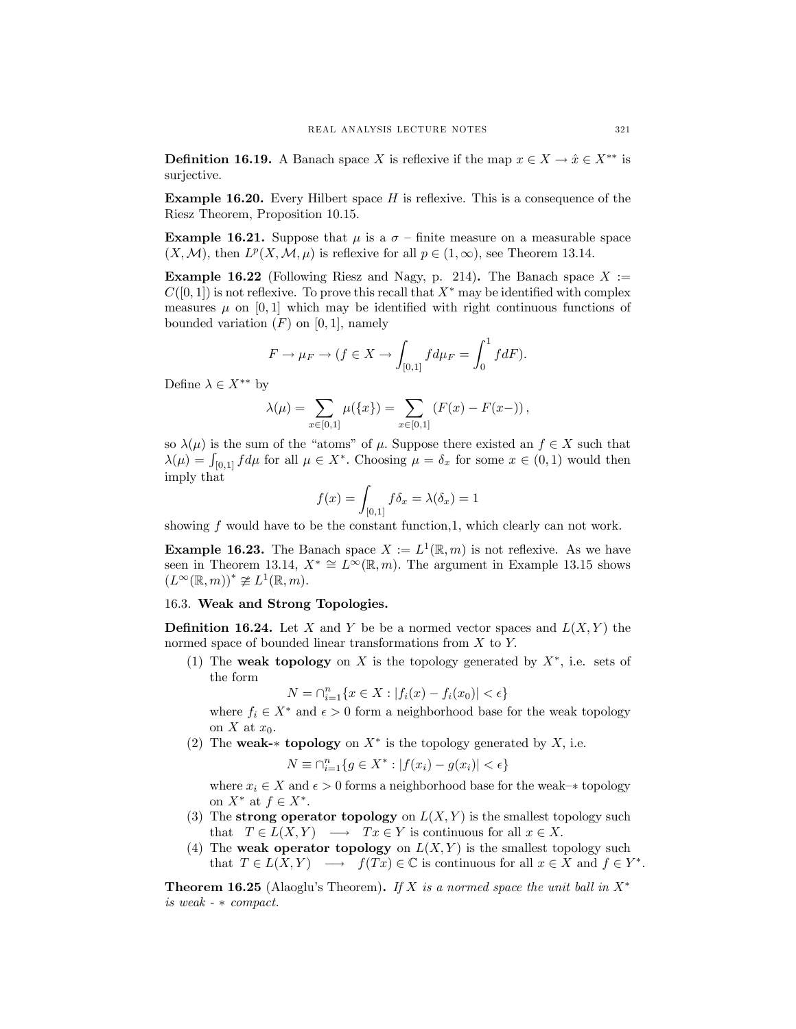**Definition 16.19.** A Banach space $X$ is reflexive if the map $x \in X \to \hat{x} \in X^{**}$ is surjective.

**Example 16.20.** Every Hilbert space $H$ is reflexive. This is a consequence of the Riesz Theorem, Proposition 10.15.

**Example 16.21.** Suppose that $\mu$ is a $\sigma$ – finite measure on a measurable space $(X, \mathcal{M})$, then $L^p(X, \mathcal{M}, \mu)$ is reflexive for all $p \in (1, \infty)$, see Theorem 13.14.

**Example 16.22** (Following Riesz and Nagy, p. 214)**.** The Banach space $X := C([0,1])$ is not reflexive. To prove this recall that $X^*$ may be identified with complex measures $\mu$ on $[0,1]$ which may be identified with right continuous functions of bounded variation $(F)$ on $[0,1]$, namely

$$F \to \mu_F \to (f \in X \to \int_{[0,1]} f d\mu_F = \int_0^1 f dF).$$

Define $\lambda \in X^{**}$ by

$$\lambda(\mu) = \sum_{x \in [0,1]} \mu(\{x\}) = \sum_{x \in [0,1]} (F(x) - F(x-)),$$

so $\lambda(\mu)$ is the sum of the "atoms" of $\mu$. Suppose there existed an $f \in X$ such that $\lambda(\mu) = \int_{[0,1]} f d\mu$ for all $\mu \in X^*$. Choosing $\mu = \delta_x$ for some $x \in (0,1)$ would then imply that

$$f(x) = \int_{[0,1]} f \delta_x = \lambda(\delta_x) = 1$$

showing $f$ would have to be the constant function,1, which clearly can not work.

**Example 16.23.** The Banach space $X := L^1(\mathbb{R}, m)$ is not reflexive. As we have seen in Theorem 13.14, $X^* \cong L^\infty(\mathbb{R}, m)$. The argument in Example 13.15 shows $(L^\infty(\mathbb{R}, m))^* \ncong L^1(\mathbb{R}, m)$.

## 16.3. Weak and Strong Topologies.

**Definition 16.24.** Let $X$ and $Y$ be be a normed vector spaces and $L(X, Y)$ the normed space of bounded linear transformations from $X$ to $Y$.

(1) The **weak topology** on $X$ is the topology generated by $X^*$, i.e. sets of the form
$$N = \cap_{i=1}^n \{x \in X : |f_i(x) - f_i(x_0)| < \epsilon\}$$
where $f_i \in X^*$ and $\epsilon > 0$ form a neighborhood base for the weak topology on $X$ at $x_0$.

(2) The **weak-$*$ topology** on $X^*$ is the topology generated by $X$, i.e.
$$N \equiv \cap_{i=1}^n \{g \in X^* : |f(x_i) - g(x_i)| < \epsilon\}$$
where $x_i \in X$ and $\epsilon > 0$ forms a neighborhood base for the weak–$*$ topology on $X^*$ at $f \in X^*$.

(3) The **strong operator topology** on $L(X, Y)$ is the smallest topology such that $T \in L(X, Y) \longrightarrow Tx \in Y$ is continuous for all $x \in X$.

(4) The **weak operator topology** on $L(X, Y)$ is the smallest topology such that $T \in L(X, Y) \longrightarrow f(Tx) \in \mathbb{C}$ is continuous for all $x \in X$ and $f \in Y^*$.

**Theorem 16.25** (Alaoglu's Theorem)**.** *If $X$ is a normed space the unit ball in $X^*$ is weak - $*$ compact.*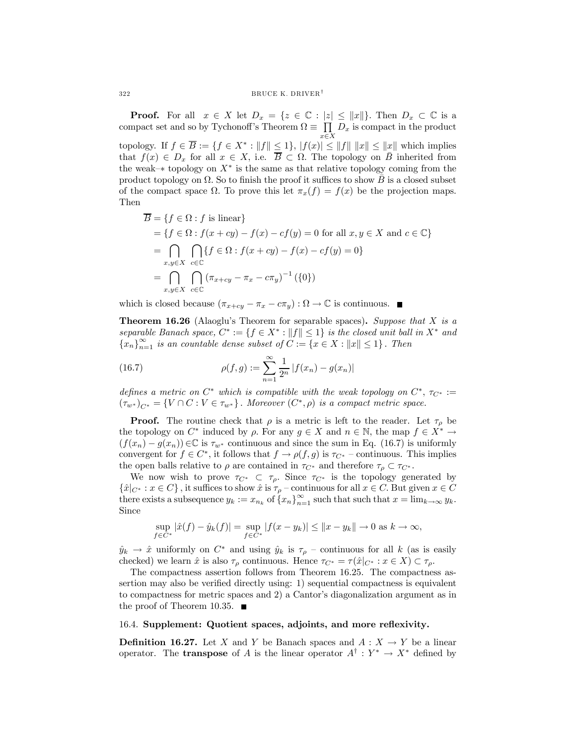**Proof.** For all $x \in X$ let $D_x = \{z \in \mathbb{C} : |z| \le \|x\|\}$. Then $D_x \subset \mathbb{C}$ is a compact set and so by Tychonoff's Theorem $\Omega \equiv \prod_{x\in X} D_x$ is compact in the product topology. If $f \in \overline{B} := \{f \in X^* : \|f\| \le 1\}$, $|f(x)| \le \|f\| \, \|x\| \le \|x\|$ which implies that $f(x) \in D_x$ for all $x \in X$, i.e. $\overline{B} \subset \Omega$. The topology on $\bar{B}$ inherited from the weak–$*$ topology on $X^*$ is the same as that relative topology coming from the product topology on $\Omega$. So to finish the proof it suffices to show $\bar{B}$ is a closed subset of the compact space $\Omega$. To prove this let $\pi_x(f) = f(x)$ be the projection maps. Then

$$
\begin{aligned}
\overline{B} &= \{f \in \Omega : f \text{ is linear}\} \\
&= \{f \in \Omega : f(x+cy) - f(x) - cf(y) = 0 \text{ for all } x, y \in X \text{ and } c \in \mathbb{C}\} \\
&= \bigcap_{x,y\in X} \bigcap_{c\in\mathbb{C}} \{f \in \Omega : f(x+cy) - f(x) - cf(y) = 0\} \\
&= \bigcap_{x,y\in X} \bigcap_{c\in\mathbb{C}} \left(\pi_{x+cy} - \pi_x - c\pi_y\right)^{-1}(\{0\})
\end{aligned}
$$

which is closed because $(\pi_{x+cy} - \pi_x - c\pi_y) : \Omega \to \mathbb{C}$ is continuous. ■

**Theorem 16.26** (Alaoglu's Theorem for separable spaces)**.** *Suppose that $X$ is a separable Banach space, $C^* := \{f \in X^* : \|f\| \le 1\}$ is the closed unit ball in $X^*$ and $\{x_n\}_{n=1}^\infty$ is an countable dense subset of $C := \{x \in X : \|x\| \le 1\}$. Then*

$$
\rho(f,g) := \sum_{n=1}^{\infty} \frac{1}{2^n} |f(x_n) - g(x_n)| \tag{16.7}
$$

*defines a metric on $C^*$ which is compatible with the weak topology on $C^*$, $\tau_{C^*} := (\tau_{w^*})_{C^*} = \{V \cap C : V \in \tau_{w^*}\}$. Moreover $(C^*, \rho)$ is a compact metric space.*

**Proof.** The routine check that $\rho$ is a metric is left to the reader. Let $\tau_\rho$ be the topology on $C^*$ induced by $\rho$. For any $g \in X$ and $n \in \mathbb{N}$, the map $f \in X^* \to (f(x_n) - g(x_n)) \in \mathbb{C}$ is $\tau_{w^*}$ continuous and since the sum in Eq. (16.7) is uniformly convergent for $f \in C^*$, it follows that $f \to \rho(f,g)$ is $\tau_{C^*}$ – continuous. This implies the open balls relative to $\rho$ are contained in $\tau_{C^*}$ and therefore $\tau_\rho \subset \tau_{C^*}$.

We now wish to prove $\tau_{C^*} \subset \tau_\rho$. Since $\tau_{C^*}$ is the topology generated by $\{\hat{x}|_{C^*} : x \in C\}$, it suffices to show $\hat{x}$ is $\tau_\rho$ – continuous for all $x \in C$. But given $x \in C$ there exists a subsequence $y_k := x_{n_k}$ of $\{x_n\}_{n=1}^\infty$ such that such that $x = \lim_{k\to\infty} y_k$. Since

$$
\sup_{f\in C^*} |\hat{x}(f) - \hat{y}_k(f)| = \sup_{f\in C^*} |f(x - y_k)| \le \|x - y_k\| \to 0 \text{ as } k \to \infty,
$$

$\hat{y}_k \to \hat{x}$ uniformly on $C^*$ and using $\hat{y}_k$ is $\tau_\rho$ – continuous for all $k$ (as is easily checked) we learn $\hat{x}$ is also $\tau_\rho$ continuous. Hence $\tau_{C^*} = \tau(\hat{x}|_{C^*} : x \in X) \subset \tau_\rho$.

The compactness assertion follows from Theorem 16.25. The compactness assertion may also be verified directly using: 1) sequential compactness is equivalent to compactness for metric spaces and 2) a Cantor's diagonalization argument as in the proof of Theorem 10.35. ■

## 16.4. Supplement: Quotient spaces, adjoints, and more reflexivity.

**Definition 16.27.** Let $X$ and $Y$ be Banach spaces and $A : X \to Y$ be a linear operator. The **transpose** of $A$ is the linear operator $A^\dagger : Y^* \to X^*$ defined by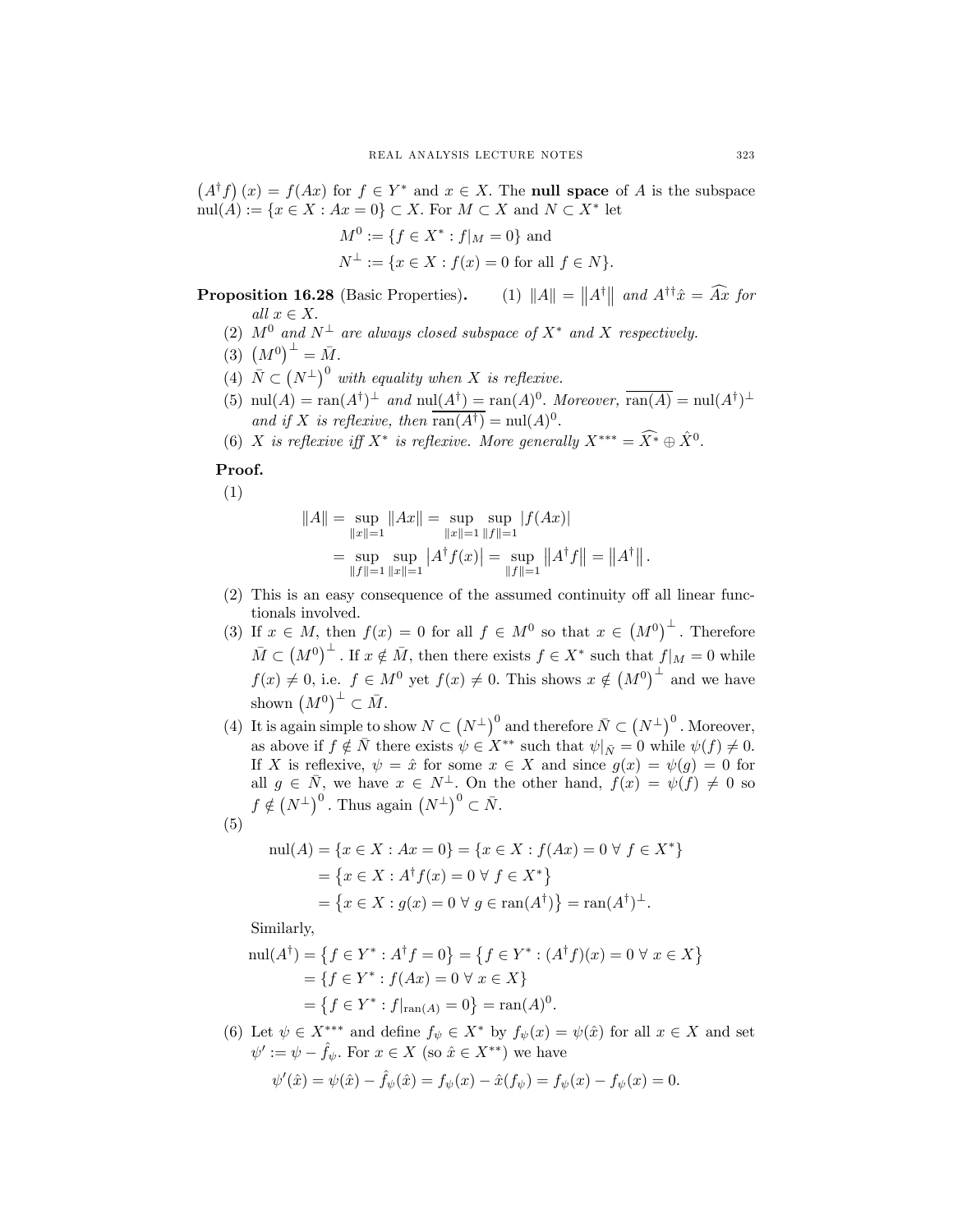$\left(A^\dagger f\right)(x) = f(Ax)$ for $f \in Y^*$ and $x \in X$. The **null space** of $A$ is the subspace $\mathrm{nul}(A) := \{x \in X : Ax = 0\} \subset X$. For $M \subset X$ and $N \subset X^*$ let

$$M^0 := \{f \in X^* : f|_M = 0\} \text{ and}$$

$$N^\perp := \{x \in X : f(x) = 0 \text{ for all } f \in N\}.$$

**Proposition 16.28** (Basic Properties).

1. $\|A\| = \left\|A^\dagger\right\|$ *and* $A^{\dagger\dagger}\hat{x} = \widehat{Ax}$ *for all* $x \in X$.
2. $M^0$ *and* $N^\perp$ *are always closed subspace of* $X^*$ *and* $X$ *respectively.*
3. $\left(M^0\right)^\perp = \bar{M}$.
4. $\bar{N} \subset \left(N^\perp\right)^0$ *with equality when* $X$ *is reflexive.*
5. $\mathrm{nul}(A) = \mathrm{ran}(A^\dagger)^\perp$ *and* $\mathrm{nul}(A^\dagger) = \mathrm{ran}(A)^0$. *Moreover,* $\overline{\mathrm{ran}(A)} = \mathrm{nul}(A^\dagger)^\perp$ *and if* $X$ *is reflexive, then* $\overline{\mathrm{ran}(A^\dagger)} = \mathrm{nul}(A)^0$.
6. $X$ *is reflexive iff* $X^*$ *is reflexive. More generally* $X^{***} = \widehat{X^*} \oplus \hat{X}^0$.

**Proof.**

(1)

$$\begin{aligned}\|A\| &= \sup_{\|x\|=1}\|Ax\| = \sup_{\|x\|=1}\sup_{\|f\|=1}|f(Ax)| \\ &= \sup_{\|f\|=1}\sup_{\|x\|=1}\left|A^\dagger f(x)\right| = \sup_{\|f\|=1}\left\|A^\dagger f\right\| = \left\|A^\dagger\right\|.\end{aligned}$$

(2) This is an easy consequence of the assumed continuity off all linear functionals involved.

(3) If $x \in M$, then $f(x) = 0$ for all $f \in M^0$ so that $x \in \left(M^0\right)^\perp$. Therefore $\bar{M} \subset \left(M^0\right)^\perp$. If $x \notin \bar{M}$, then there exists $f \in X^*$ such that $f|_M = 0$ while $f(x) \neq 0$, i.e. $f \in M^0$ yet $f(x) \neq 0$. This shows $x \notin \left(M^0\right)^\perp$ and we have shown $\left(M^0\right)^\perp \subset \bar{M}$.

(4) It is again simple to show $N \subset \left(N^\perp\right)^0$ and therefore $\bar{N} \subset \left(N^\perp\right)^0$. Moreover, as above if $f \notin \bar{N}$ there exists $\psi \in X^{**}$ such that $\psi|_{\bar{N}} = 0$ while $\psi(f) \neq 0$. If $X$ is reflexive, $\psi = \hat{x}$ for some $x \in X$ and since $g(x) = \psi(g) = 0$ for all $g \in \bar{N}$, we have $x \in N^\perp$. On the other hand, $f(x) = \psi(f) \neq 0$ so $f \notin \left(N^\perp\right)^0$. Thus again $\left(N^\perp\right)^0 \subset \bar{N}$.

(5)

$$\begin{aligned}\mathrm{nul}(A) &= \{x \in X : Ax = 0\} = \{x \in X : f(Ax) = 0 \ \forall\ f \in X^*\} \\ &= \left\{x \in X : A^\dagger f(x) = 0 \ \forall\ f \in X^*\right\} \\ &= \left\{x \in X : g(x) = 0 \ \forall\ g \in \mathrm{ran}(A^\dagger)\right\} = \mathrm{ran}(A^\dagger)^\perp.\end{aligned}$$

Similarly,

$$\begin{aligned}\mathrm{nul}(A^\dagger) &= \left\{f \in Y^* : A^\dagger f = 0\right\} = \left\{f \in Y^* : (A^\dagger f)(x) = 0 \ \forall\ x \in X\right\} \\ &= \{f \in Y^* : f(Ax) = 0 \ \forall\ x \in X\} \\ &= \left\{f \in Y^* : f|_{\mathrm{ran}(A)} = 0\right\} = \mathrm{ran}(A)^0.\end{aligned}$$

(6) Let $\psi \in X^{***}$ and define $f_\psi \in X^*$ by $f_\psi(x) = \psi(\hat{x})$ for all $x \in X$ and set $\psi' := \psi - \hat{f}_\psi$. For $x \in X$ (so $\hat{x} \in X^{**}$) we have

$$\psi'(\hat{x}) = \psi(\hat{x}) - \hat{f}_\psi(\hat{x}) = f_\psi(x) - \hat{x}(f_\psi) = f_\psi(x) - f_\psi(x) = 0.$$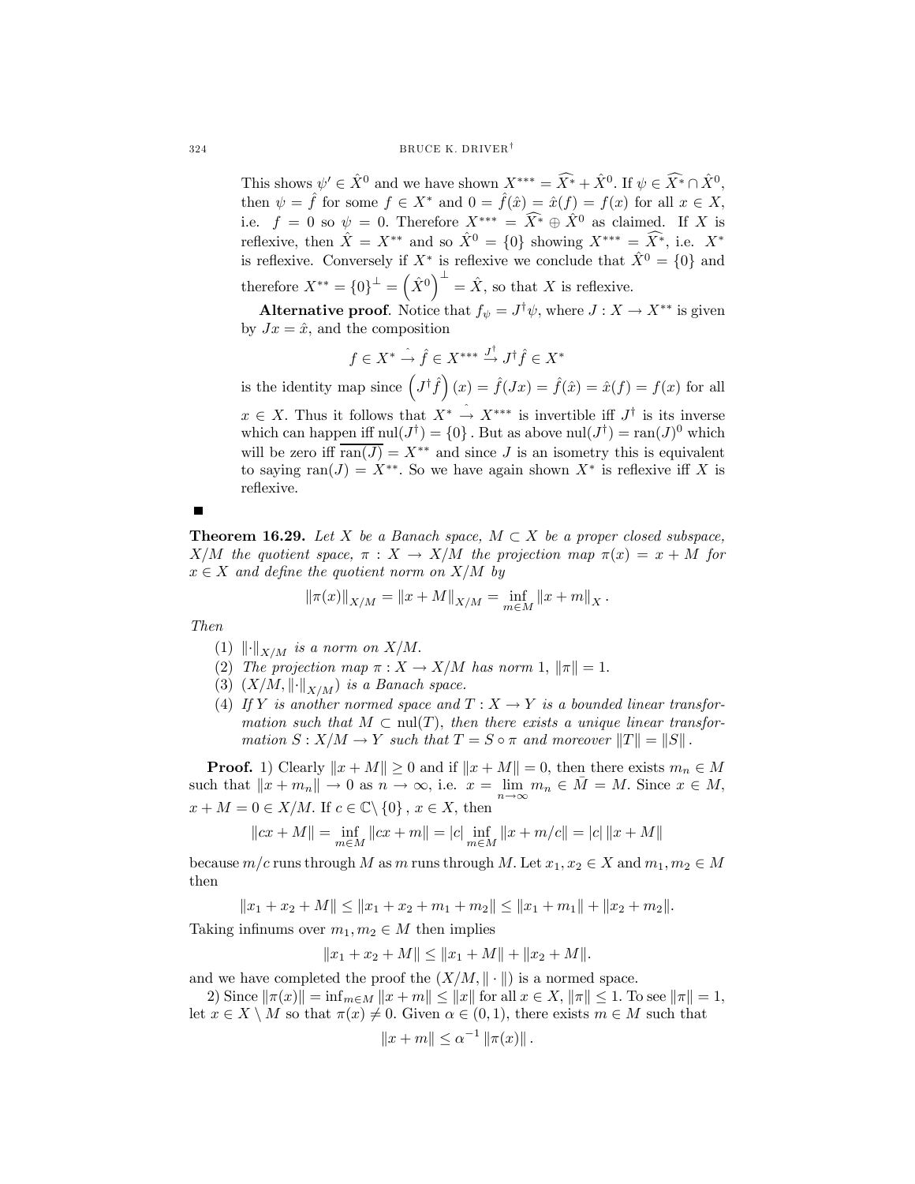This shows $\psi' \in \hat{X}^0$ and we have shown $X^{***} = \widehat{X^*} + \hat{X}^0$. If $\psi \in \widehat{X^*} \cap \hat{X}^0$, then $\psi = \hat{f}$ for some $f \in X^*$ and $0 = \hat{f}(\hat{x}) = \hat{x}(f) = f(x)$ for all $x \in X$, i.e. $f = 0$ so $\psi = 0$. Therefore $X^{***} = \widehat{X^*} \oplus \hat{X}^0$ as claimed. If $X$ is reflexive, then $\hat{X} = X^{**}$ and so $\hat{X}^0 = \{0\}$ showing $X^{***} = \widehat{X^*}$, i.e. $X^*$ is reflexive. Conversely if $X^*$ is reflexive we conclude that $\hat{X}^0 = \{0\}$ and therefore $X^{**} = \{0\}^\perp = \left(\hat{X}^0\right)^\perp = \hat{X}$, so that $X$ is reflexive.

**Alternative proof**. Notice that $f_\psi = J^\dagger \psi$, where $J : X \to X^{**}$ is given by $Jx = \hat{x}$, and the composition

$$f \in X^* \overset{\hat{}}{\to} \hat{f} \in X^{***} \overset{J^\dagger}{\to} J^\dagger \hat{f} \in X^*$$

is the identity map since $\left(J^\dagger \hat{f}\right)(x) = \hat{f}(Jx) = \hat{f}(\hat{x}) = \hat{x}(f) = f(x)$ for all $x \in X$. Thus it follows that $X^* \overset{\hat{}}{\to} X^{***}$ is invertible iff $J^\dagger$ is its inverse which can happen iff $\mathrm{nul}(J^\dagger) = \{0\}$. But as above $\mathrm{nul}(J^\dagger) = \mathrm{ran}(J)^0$ which will be zero iff $\overline{\mathrm{ran}(J)} = X^{**}$ and since $J$ is an isometry this is equivalent to saying $\mathrm{ran}(J) = X^{**}$. So we have again shown $X^*$ is reflexive iff $X$ is reflexive.

■

**Theorem 16.29.** *Let $X$ be a Banach space, $M \subset X$ be a proper closed subspace, $X/M$ the quotient space, $\pi : X \to X/M$ the projection map $\pi(x) = x + M$ for $x \in X$ and define the quotient norm on $X/M$ by*

$$\|\pi(x)\|_{X/M} = \|x + M\|_{X/M} = \inf_{m \in M} \|x + m\|_X .$$

*Then*

1. $\|\cdot\|_{X/M}$ *is a norm on $X/M$.*
2. *The projection map $\pi : X \to X/M$ has norm 1, $\|\pi\| = 1$.*
3. $(X/M, \|\cdot\|_{X/M})$ *is a Banach space.*
4. *If $Y$ is another normed space and $T : X \to Y$ is a bounded linear transformation such that $M \subset \mathrm{nul}(T)$, then there exists a unique linear transformation $S : X/M \to Y$ such that $T = S \circ \pi$ and moreover $\|T\| = \|S\|$.*

**Proof.** 1) Clearly $\|x + M\| \geq 0$ and if $\|x + M\| = 0$, then there exists $m_n \in M$ such that $\|x + m_n\| \to 0$ as $n \to \infty$, i.e. $x = \lim_{n\to\infty} m_n \in \bar{M} = M$. Since $x \in M$, $x + M = 0 \in X/M$. If $c \in \mathbb{C} \setminus \{0\}$, $x \in X$, then

$$\|cx + M\| = \inf_{m \in M} \|cx + m\| = |c| \inf_{m \in M} \|x + m/c\| = |c| \, \|x + M\|$$

because $m/c$ runs through $M$ as $m$ runs through $M$. Let $x_1, x_2 \in X$ and $m_1, m_2 \in M$ then

$$\|x_1 + x_2 + M\| \leq \|x_1 + x_2 + m_1 + m_2\| \leq \|x_1 + m_1\| + \|x_2 + m_2\|.$$

Taking infinums over $m_1, m_2 \in M$ then implies

$$\|x_1 + x_2 + M\| \leq \|x_1 + M\| + \|x_2 + M\|.$$

and we have completed the proof the $(X/M, \|\cdot\|)$ is a normed space.

2) Since $\|\pi(x)\| = \inf_{m \in M} \|x + m\| \leq \|x\|$ for all $x \in X$, $\|\pi\| \leq 1$. To see $\|\pi\| = 1$, let $x \in X \setminus M$ so that $\pi(x) \neq 0$. Given $\alpha \in (0, 1)$, there exists $m \in M$ such that

$$\|x + m\| \leq \alpha^{-1} \|\pi(x)\| .$$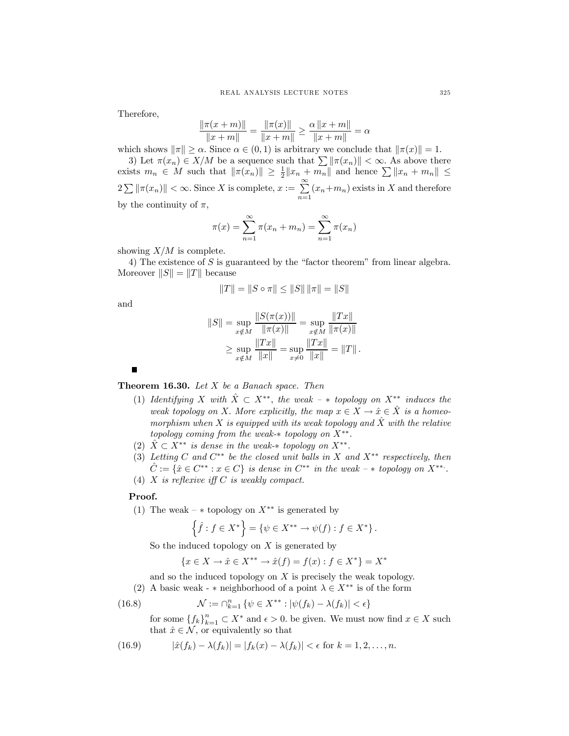Therefore,

$$\frac{\|\pi(x+m)\|}{\|x+m\|} = \frac{\|\pi(x)\|}{\|x+m\|} \geq \frac{\alpha \|x+m\|}{\|x+m\|} = \alpha$$

which shows $\|\pi\| \geq \alpha$. Since $\alpha \in (0,1)$ is arbitrary we conclude that $\|\pi(x)\| = 1$.

3) Let $\pi(x_n) \in X/M$ be a sequence such that $\sum \|\pi(x_n)\| < \infty$. As above there exists $m_n \in M$ such that $\|\pi(x_n)\| \geq \frac{1}{2}\|x_n + m_n\|$ and hence $\sum \|x_n + m_n\| \leq 2\sum \|\pi(x_n)\| < \infty$. Since $X$ is complete, $x := \sum_{n=1}^{\infty}(x_n + m_n)$ exists in $X$ and therefore by the continuity of $\pi$,

$$\pi(x) = \sum_{n=1}^{\infty} \pi(x_n + m_n) = \sum_{n=1}^{\infty} \pi(x_n)$$

showing $X/M$ is complete.

4) The existence of $S$ is guaranteed by the "factor theorem" from linear algebra. Moreover $\|S\| = \|T\|$ because

$$\|T\| = \|S \circ \pi\| \leq \|S\| \|\pi\| = \|S\|$$

and

$$\begin{aligned}
\|S\| &= \sup_{x \notin M} \frac{\|S(\pi(x))\|}{\|\pi(x)\|} = \sup_{x \notin M} \frac{\|Tx\|}{\|\pi(x)\|} \\
&\geq \sup_{x \notin M} \frac{\|Tx\|}{\|x\|} = \sup_{x \neq 0} \frac{\|Tx\|}{\|x\|} = \|T\|.
\end{aligned}$$

■

**Theorem 16.30.** *Let $X$ be a Banach space. Then*

1. *Identifying $X$ with $\hat{X} \subset X^{**}$, the weak – $*$ topology on $X^{**}$ induces the weak topology on $X$. More explicitly, the map $x \in X \to \hat{x} \in \hat{X}$ is a homeomorphism when $X$ is equipped with its weak topology and $\hat{X}$ with the relative topology coming from the weak-$*$ topology on $X^{**}$.*
2. *$\hat{X} \subset X^{**}$ is dense in the weak-$*$ topology on $X^{**}$.*
3. *Letting $C$ and $C^{**}$ be the closed unit balls in $X$ and $X^{**}$ respectively, then $\hat{C} := \{\hat{x} \in C^{**} : x \in C\}$ is dense in $C^{**}$ in the weak – $*$ topology on $X^{**}$.*
4. *$X$ is reflexive iff $C$ is weakly compact.*

**Proof.**

1. The weak – $*$ topology on $X^{**}$ is generated by

$$\left\{\hat{f} : f \in X^*\right\} = \{\psi \in X^{**} \to \psi(f) : f \in X^*\}.$$

So the induced topology on $X$ is generated by

$$\{x \in X \to \hat{x} \in X^{**} \to \hat{x}(f) = f(x) : f \in X^*\} = X^*$$

and so the induced topology on $X$ is precisely the weak topology.

2. A basic weak - $*$ neighborhood of a point $\lambda \in X^{**}$ is of the form

$$\mathcal{N} := \cap_{k=1}^{n} \{\psi \in X^{**} : |\psi(f_k) - \lambda(f_k)| < \epsilon\} \tag{16.8}$$

for some $\{f_k\}_{k=1}^{n} \subset X^*$ and $\epsilon > 0$. be given. We must now find $x \in X$ such that $\hat{x} \in \mathcal{N}$, or equivalently so that

$$|\hat{x}(f_k) - \lambda(f_k)| = |f_k(x) - \lambda(f_k)| < \epsilon \text{ for } k = 1, 2, \ldots, n. \tag{16.9}$$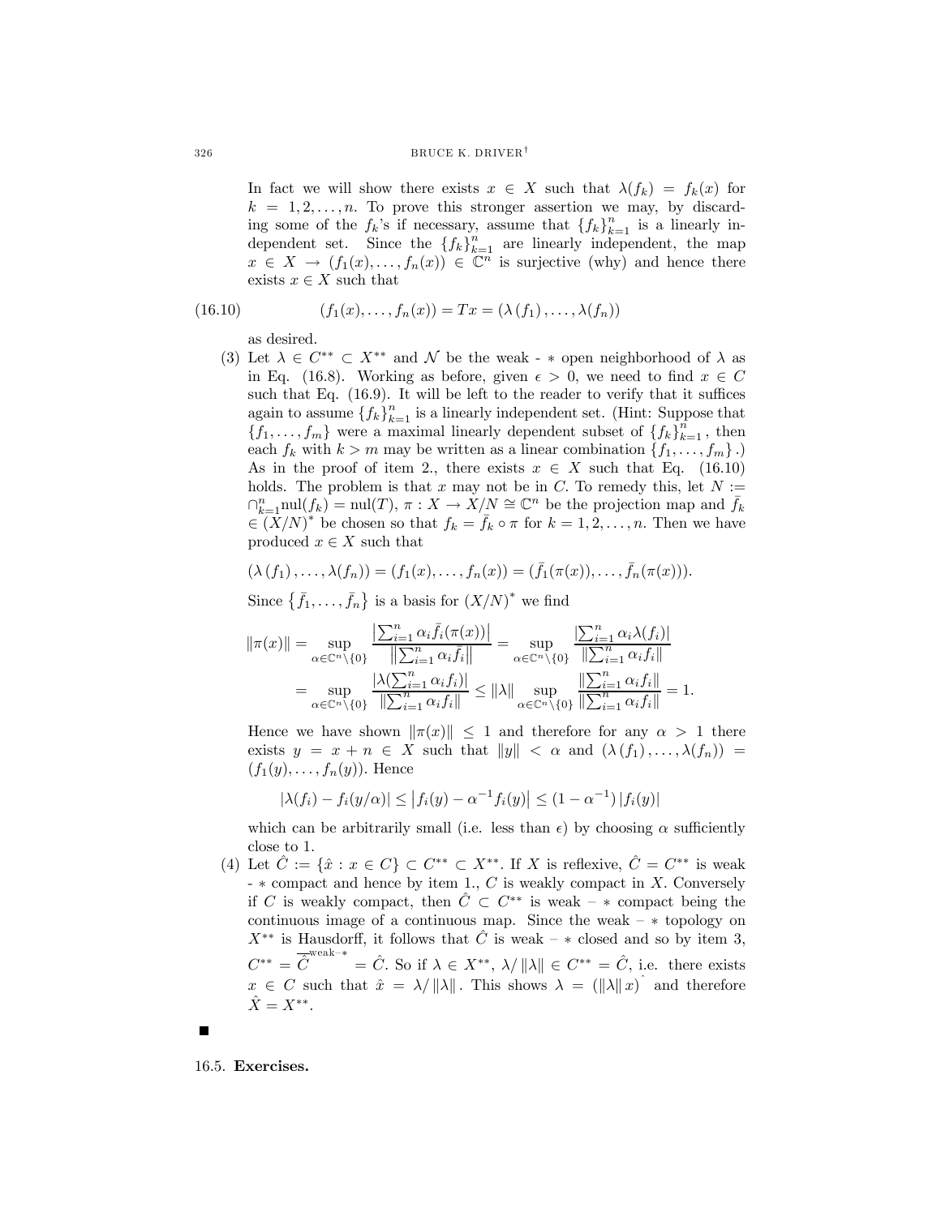In fact we will show there exists $x \in X$ such that $\lambda(f_k) = f_k(x)$ for $k = 1, 2, \ldots, n$. To prove this stronger assertion we may, by discarding some of the $f_k$'s if necessary, assume that $\{f_k\}_{k=1}^n$ is a linearly independent set. Since the $\{f_k\}_{k=1}^n$ are linearly independent, the map $x \in X \to (f_1(x), \ldots, f_n(x)) \in \mathbb{C}^n$ is surjective (why) and hence there exists $x \in X$ such that

$$(f_1(x), \ldots, f_n(x)) = Tx = (\lambda(f_1), \ldots, \lambda(f_n)) \tag{16.10}$$

as desired.

(3) Let $\lambda \in C^{**} \subset X^{**}$ and $\mathcal{N}$ be the weak - $*$ open neighborhood of $\lambda$ as in Eq. (16.8). Working as before, given $\epsilon > 0$, we need to find $x \in C$ such that Eq. (16.9). It will be left to the reader to verify that it suffices again to assume $\{f_k\}_{k=1}^n$ is a linearly independent set. (Hint: Suppose that $\{f_1, \ldots, f_m\}$ were a maximal linearly dependent subset of $\{f_k\}_{k=1}^n$, then each $f_k$ with $k > m$ may be written as a linear combination $\{f_1, \ldots, f_m\}$.) As in the proof of item 2., there exists $x \in X$ such that Eq. (16.10) holds. The problem is that $x$ may not be in $C$. To remedy this, let $N := \cap_{k=1}^n \mathrm{nul}(f_k) = \mathrm{nul}(T)$, $\pi : X \to X/N \cong \mathbb{C}^n$ be the projection map and $\bar{f}_k \in (X/N)^*$ be chosen so that $f_k = \bar{f}_k \circ \pi$ for $k = 1, 2, \ldots, n$. Then we have produced $x \in X$ such that

$$(\lambda(f_1), \ldots, \lambda(f_n)) = (f_1(x), \ldots, f_n(x)) = (\bar{f}_1(\pi(x)), \ldots, \bar{f}_n(\pi(x))).$$

Since $\{\bar{f}_1, \ldots, \bar{f}_n\}$ is a basis for $(X/N)^*$ we find

$$\begin{aligned}
\|\pi(x)\| &= \sup_{\alpha \in \mathbb{C}^n \setminus \{0\}} \frac{\left|\sum_{i=1}^n \alpha_i \bar{f}_i(\pi(x))\right|}{\left\|\sum_{i=1}^n \alpha_i \bar{f}_i\right\|} = \sup_{\alpha \in \mathbb{C}^n \setminus \{0\}} \frac{\left|\sum_{i=1}^n \alpha_i \lambda(f_i)\right|}{\left\|\sum_{i=1}^n \alpha_i f_i\right\|} \\
&= \sup_{\alpha \in \mathbb{C}^n \setminus \{0\}} \frac{\left|\lambda(\sum_{i=1}^n \alpha_i f_i)\right|}{\left\|\sum_{i=1}^n \alpha_i f_i\right\|} \leq \|\lambda\| \sup_{\alpha \in \mathbb{C}^n \setminus \{0\}} \frac{\left\|\sum_{i=1}^n \alpha_i f_i\right\|}{\left\|\sum_{i=1}^n \alpha_i f_i\right\|} = 1.
\end{aligned}$$

Hence we have shown $\|\pi(x)\| \leq 1$ and therefore for any $\alpha > 1$ there exists $y = x + n \in X$ such that $\|y\| < \alpha$ and $(\lambda(f_1), \ldots, \lambda(f_n)) = (f_1(y), \ldots, f_n(y))$. Hence

$$|\lambda(f_i) - f_i(y/\alpha)| \leq \left|f_i(y) - \alpha^{-1} f_i(y)\right| \leq (1 - \alpha^{-1}) |f_i(y)|$$

which can be arbitrarily small (i.e. less than $\epsilon$) by choosing $\alpha$ sufficiently close to 1.

(4) Let $\hat{C} := \{\hat{x} : x \in C\} \subset C^{**} \subset X^{**}$. If $X$ is reflexive, $\hat{C} = C^{**}$ is weak - $*$ compact and hence by item 1., $C$ is weakly compact in $X$. Conversely if $C$ is weakly compact, then $\hat{C} \subset C^{**}$ is weak – $*$ compact being the continuous image of a continuous map. Since the weak – $*$ topology on $X^{**}$ is Hausdorff, it follows that $\hat{C}$ is weak – $*$ closed and so by item 3, $C^{**} = \overline{\hat{C}}^{\text{weak}-*} = \hat{C}$. So if $\lambda \in X^{**}$, $\lambda / \|\lambda\| \in C^{**} = \hat{C}$, i.e. there exists $x \in C$ such that $\hat{x} = \lambda / \|\lambda\|$. This shows $\lambda = (\|\lambda\| x)\hat{}$ and therefore $\hat{X} = X^{**}$.

■

## 16.5. **Exercises.**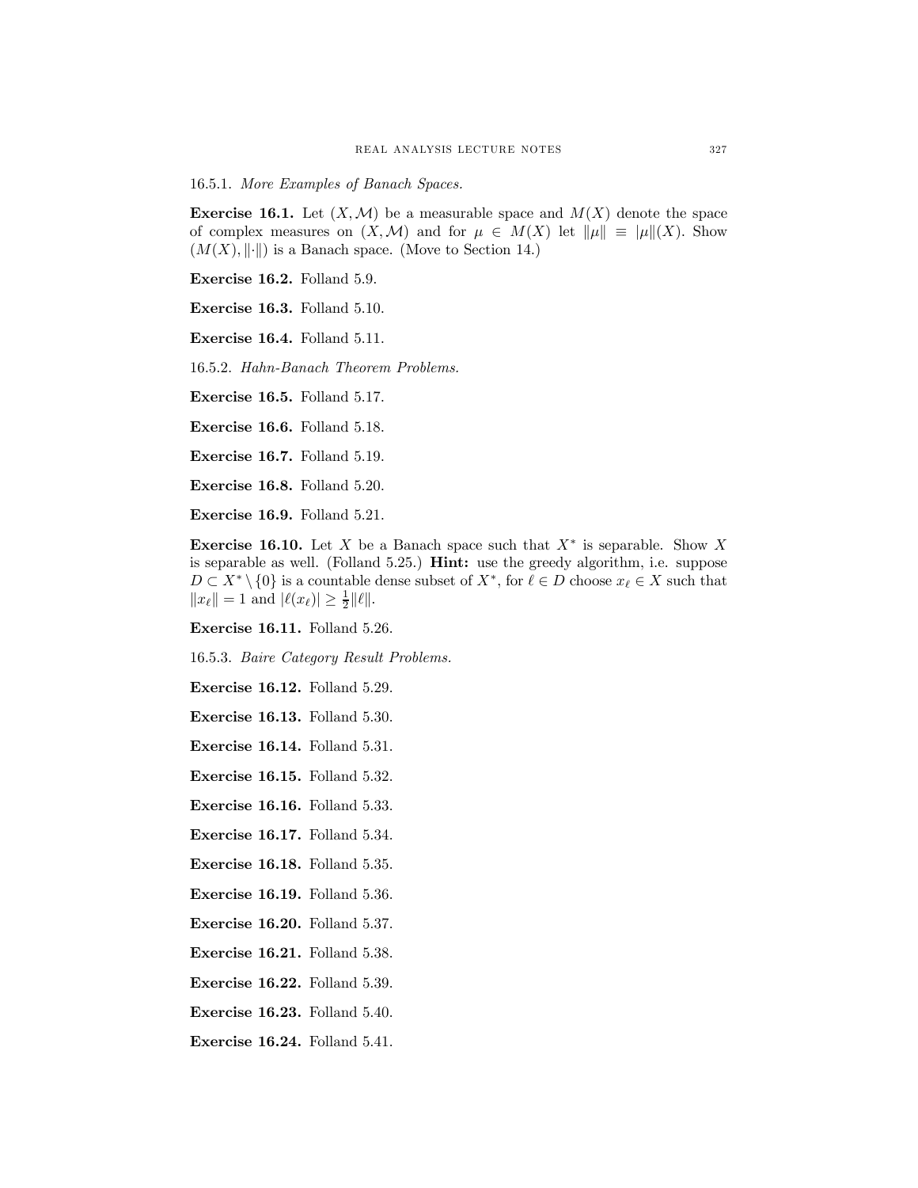#### 16.5.1. *More Examples of Banach Spaces.*

**Exercise 16.1.** Let $(X, \mathcal{M})$ be a measurable space and $M(X)$ denote the space of complex measures on $(X, \mathcal{M})$ and for $\mu \in M(X)$ let $\|\mu\| \equiv |\mu|(X)$. Show $(M(X), \|\cdot\|)$ is a Banach space. (Move to Section 14.)

**Exercise 16.2.** Folland 5.9.

**Exercise 16.3.** Folland 5.10.

**Exercise 16.4.** Folland 5.11.

#### 16.5.2. *Hahn-Banach Theorem Problems.*

**Exercise 16.5.** Folland 5.17.

**Exercise 16.6.** Folland 5.18.

**Exercise 16.7.** Folland 5.19.

**Exercise 16.8.** Folland 5.20.

**Exercise 16.9.** Folland 5.21.

**Exercise 16.10.** Let $X$ be a Banach space such that $X^*$ is separable. Show $X$ is separable as well. (Folland 5.25.) **Hint:** use the greedy algorithm, i.e. suppose $D \subset X^* \setminus \{0\}$ is a countable dense subset of $X^*$, for $\ell \in D$ choose $x_\ell \in X$ such that $\|x_\ell\| = 1$ and $|\ell(x_\ell)| \geq \frac{1}{2}\|\ell\|$.

**Exercise 16.11.** Folland 5.26.

#### 16.5.3. *Baire Category Result Problems.*

**Exercise 16.12.** Folland 5.29.

**Exercise 16.13.** Folland 5.30.

**Exercise 16.14.** Folland 5.31.

**Exercise 16.15.** Folland 5.32.

**Exercise 16.16.** Folland 5.33.

**Exercise 16.17.** Folland 5.34.

**Exercise 16.18.** Folland 5.35.

**Exercise 16.19.** Folland 5.36.

**Exercise 16.20.** Folland 5.37.

**Exercise 16.21.** Folland 5.38.

**Exercise 16.22.** Folland 5.39.

**Exercise 16.23.** Folland 5.40.

**Exercise 16.24.** Folland 5.41.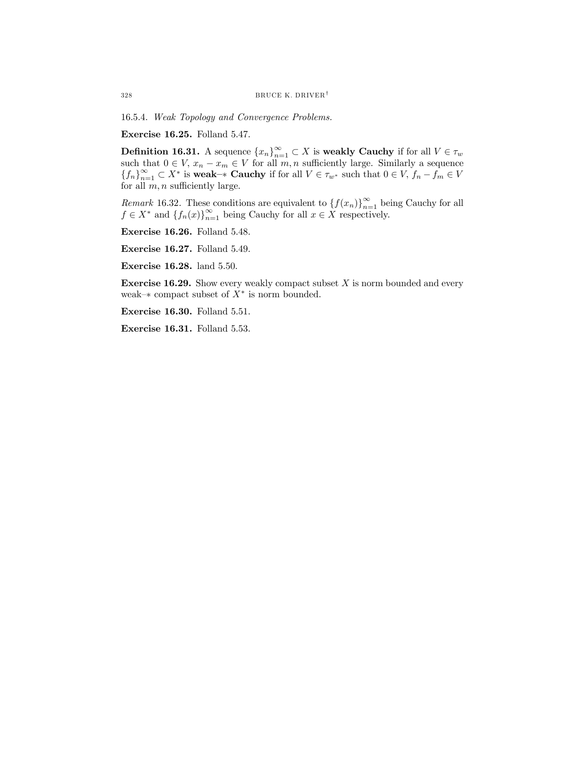16.5.4. *Weak Topology and Convergence Problems.*

**Exercise 16.25.** Folland 5.47.

**Definition 16.31.** A sequence $\{x_n\}_{n=1}^{\infty} \subset X$ is **weakly Cauchy** if for all $V \in \tau_w$ such that $0 \in V$, $x_n - x_m \in V$ for all $m, n$ sufficiently large. Similarly a sequence $\{f_n\}_{n=1}^{\infty} \subset X^*$ is **weak–∗ Cauchy** if for all $V \in \tau_{w^*}$ such that $0 \in V$, $f_n - f_m \in V$ for all $m, n$ sufficiently large.

*Remark* 16.32. These conditions are equivalent to $\{f(x_n)\}_{n=1}^{\infty}$ being Cauchy for all $f \in X^*$ and $\{f_n(x)\}_{n=1}^{\infty}$ being Cauchy for all $x \in X$ respectively.

**Exercise 16.26.** Folland 5.48.

**Exercise 16.27.** Folland 5.49.

**Exercise 16.28.** land 5.50.

**Exercise 16.29.** Show every weakly compact subset $X$ is norm bounded and every weak–∗ compact subset of $X^*$ is norm bounded.

**Exercise 16.30.** Folland 5.51.

**Exercise 16.31.** Folland 5.53.